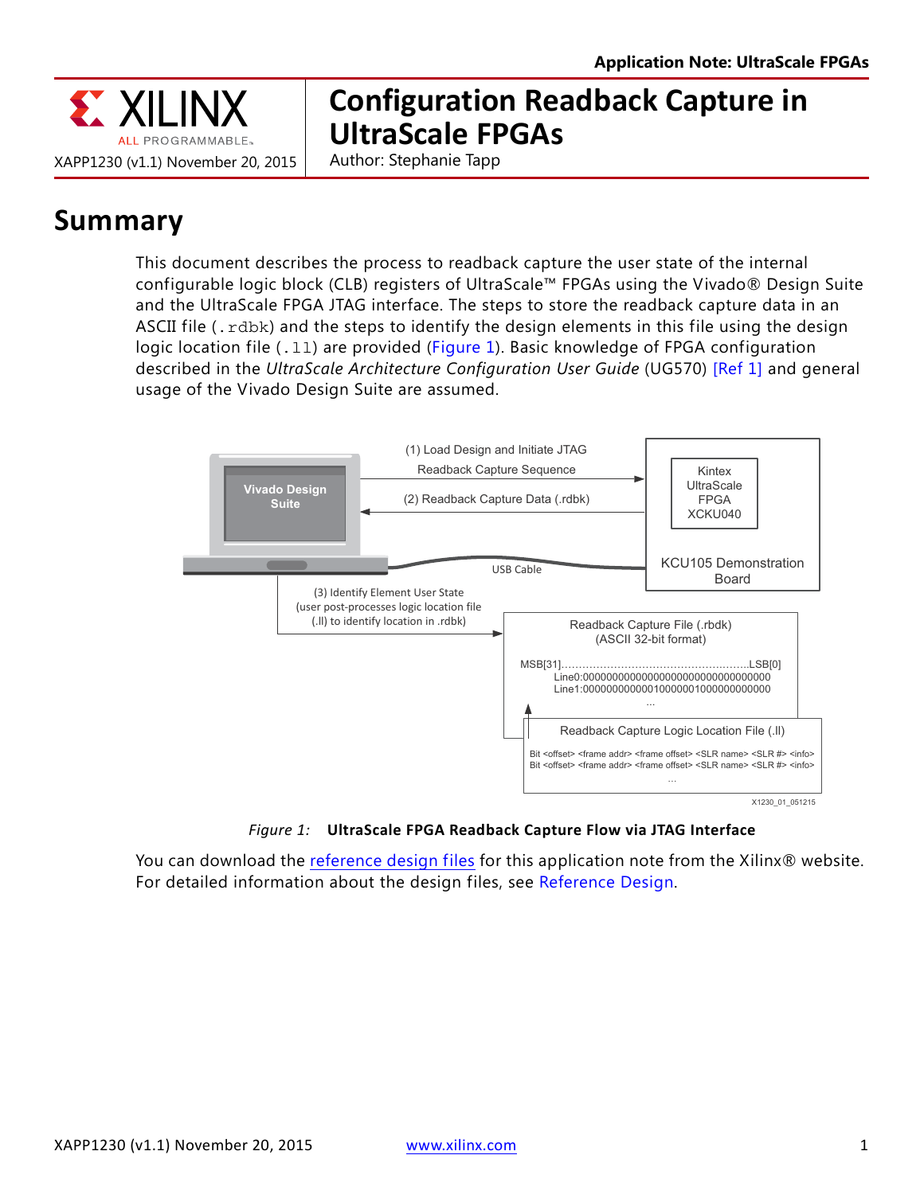Application Note: UltraScale FPGAs

# Configuration Readback Capture in UltraScale FPGAs

XAPP1230 (v1.1) November 20, 2015

Author: Stephanie Tapp

## Summary

This document describes the process to readback capture the user state of the internal configurable logic block (CLB) registers of UltraScale™ FPGAs using the Vivado® Design Suite and the UltraScale FPGA JTAG interface. The steps to store the readback capture data in an ASCII file (`.rdbk`) and the steps to identify the design elements in this file using the design logic location file (`.ll`) are provided (Figure 1). Basic knowledge of FPGA configuration described in the *UltraScale Architecture Configuration User Guide* (UG570) [Ref 1] and general usage of the Vivado Design Suite are assumed.

*Figure 1:* **UltraScale FPGA Readback Capture Flow via JTAG Interface**

You can download the reference design files for this application note from the Xilinx® website. For detailed information about the design files, see Reference Design.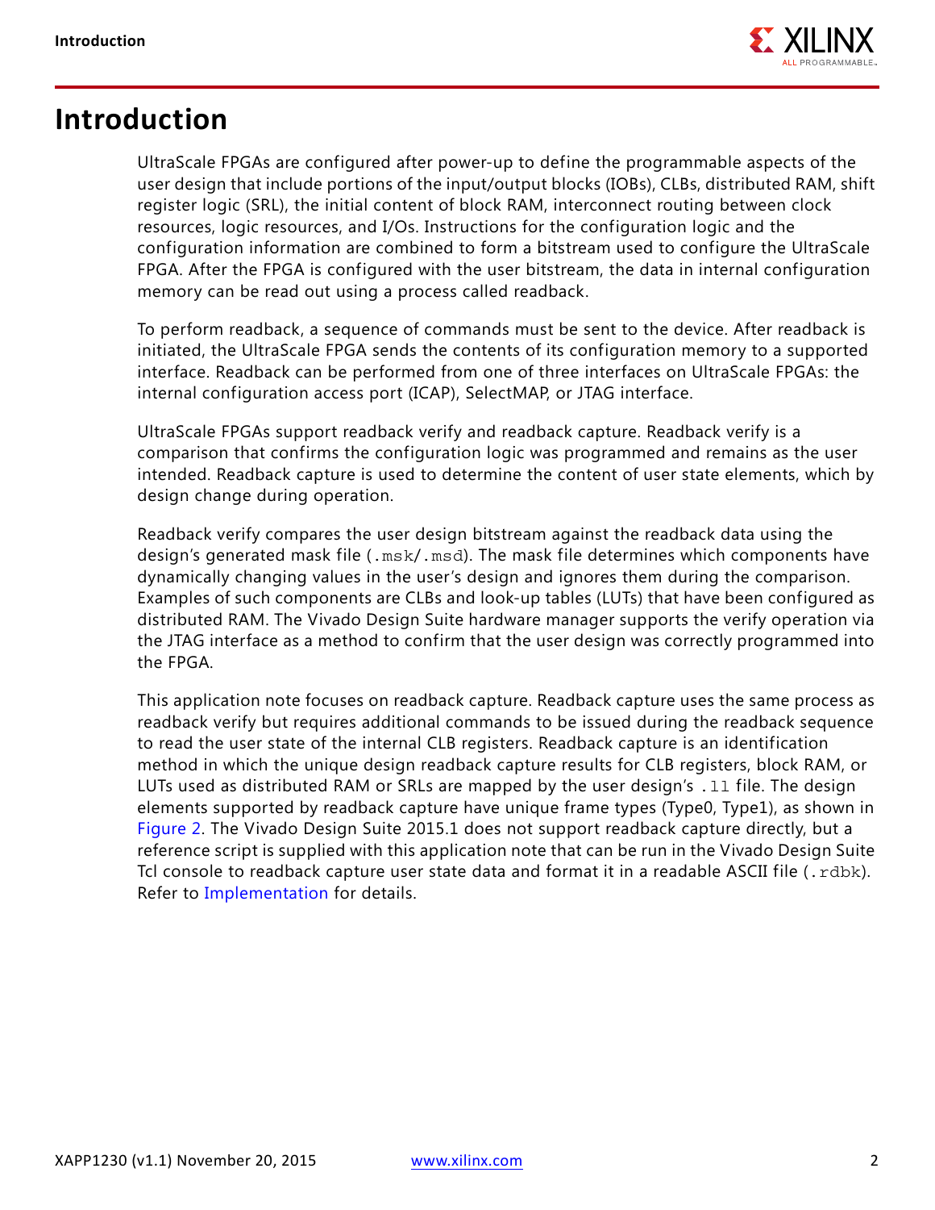# Introduction

UltraScale FPGAs are configured after power-up to define the programmable aspects of the user design that include portions of the input/output blocks (IOBs), CLBs, distributed RAM, shift register logic (SRL), the initial content of block RAM, interconnect routing between clock resources, logic resources, and I/Os. Instructions for the configuration logic and the configuration information are combined to form a bitstream used to configure the UltraScale FPGA. After the FPGA is configured with the user bitstream, the data in internal configuration memory can be read out using a process called readback.

To perform readback, a sequence of commands must be sent to the device. After readback is initiated, the UltraScale FPGA sends the contents of its configuration memory to a supported interface. Readback can be performed from one of three interfaces on UltraScale FPGAs: the internal configuration access port (ICAP), SelectMAP, or JTAG interface.

UltraScale FPGAs support readback verify and readback capture. Readback verify is a comparison that confirms the configuration logic was programmed and remains as the user intended. Readback capture is used to determine the content of user state elements, which by design change during operation.

Readback verify compares the user design bitstream against the readback data using the design's generated mask file (`.msk`/`.msd`). The mask file determines which components have dynamically changing values in the user's design and ignores them during the comparison. Examples of such components are CLBs and look-up tables (LUTs) that have been configured as distributed RAM. The Vivado Design Suite hardware manager supports the verify operation via the JTAG interface as a method to confirm that the user design was correctly programmed into the FPGA.

This application note focuses on readback capture. Readback capture uses the same process as readback verify but requires additional commands to be issued during the readback sequence to read the user state of the internal CLB registers. Readback capture is an identification method in which the unique design readback capture results for CLB registers, block RAM, or LUTs used as distributed RAM or SRLs are mapped by the user design's `.ll` file. The design elements supported by readback capture have unique frame types (Type0, Type1), as shown in Figure 2. The Vivado Design Suite 2015.1 does not support readback capture directly, but a reference script is supplied with this application note that can be run in the Vivado Design Suite Tcl console to readback capture user state data and format it in a readable ASCII file (`.rdbk`). Refer to Implementation for details.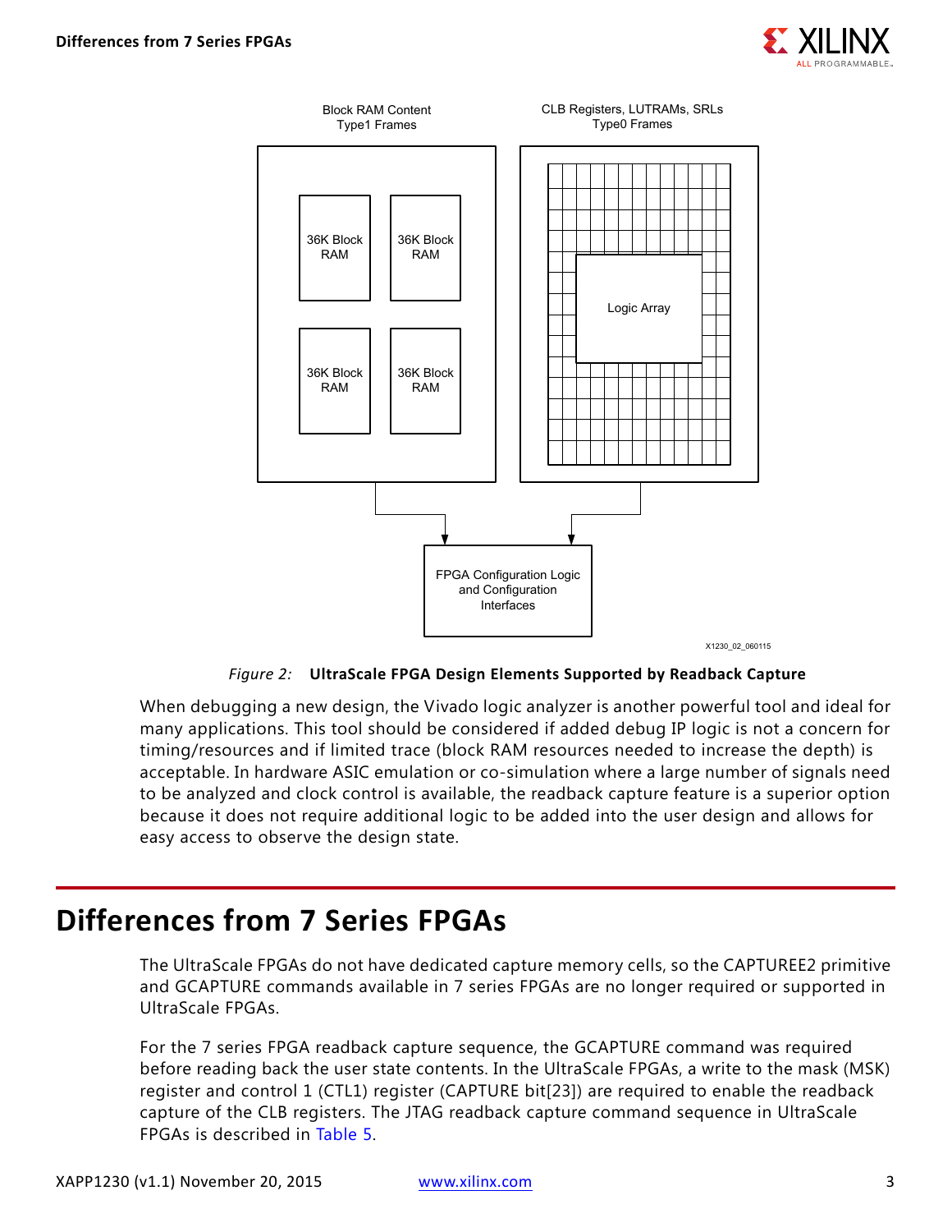*Figure 2:* **UltraScale FPGA Design Elements Supported by Readback Capture**

When debugging a new design, the Vivado logic analyzer is another powerful tool and ideal for many applications. This tool should be considered if added debug IP logic is not a concern for timing/resources and if limited trace (block RAM resources needed to increase the depth) is acceptable. In hardware ASIC emulation or co-simulation where a large number of signals need to be analyzed and clock control is available, the readback capture feature is a superior option because it does not require additional logic to be added into the user design and allows for easy access to observe the design state.

## Differences from 7 Series FPGAs

The UltraScale FPGAs do not have dedicated capture memory cells, so the CAPTUREE2 primitive and GCAPTURE commands available in 7 series FPGAs are no longer required or supported in UltraScale FPGAs.

For the 7 series FPGA readback capture sequence, the GCAPTURE command was required before reading back the user state contents. In the UltraScale FPGAs, a write to the mask (MSK) register and control 1 (CTL1) register (CAPTURE bit[23]) are required to enable the readback capture of the CLB registers. The JTAG readback capture command sequence in UltraScale FPGAs is described in Table 5.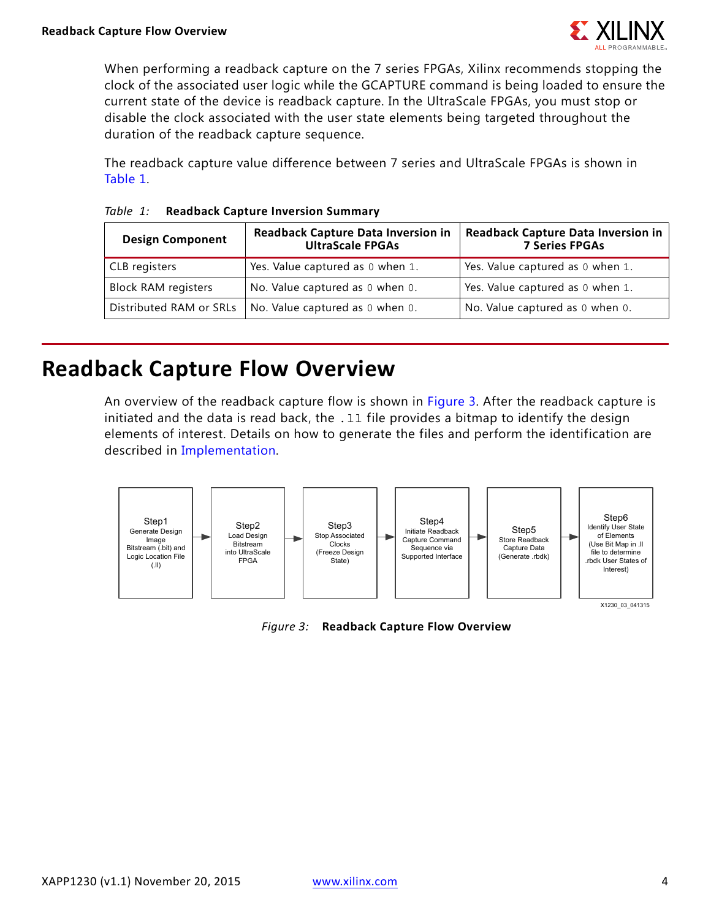When performing a readback capture on the 7 series FPGAs, Xilinx recommends stopping the clock of the associated user logic while the GCAPTURE command is being loaded to ensure the current state of the device is readback capture. In the UltraScale FPGAs, you must stop or disable the clock associated with the user state elements being targeted throughout the duration of the readback capture sequence.

The readback capture value difference between 7 series and UltraScale FPGAs is shown in Table 1.

*Table 1:* **Readback Capture Inversion Summary**

| Design Component | Readback Capture Data Inversion in UltraScale FPGAs | Readback Capture Data Inversion in 7 Series FPGAs |
|---|---|---|
| CLB registers | Yes. Value captured as `0` when `1`. | Yes. Value captured as `0` when `1`. |
| Block RAM registers | No. Value captured as `0` when `0`. | Yes. Value captured as `0` when `1`. |
| Distributed RAM or SRLs | No. Value captured as `0` when `0`. | No. Value captured as `0` when `0`. |

## Readback Capture Flow Overview

An overview of the readback capture flow is shown in Figure 3. After the readback capture is initiated and the data is read back, the `.ll` file provides a bitmap to identify the design elements of interest. Details on how to generate the files and perform the identification are described in Implementation.

Step1 Generate Design Image Bitstream (.bit) and Logic Location File (.ll) → Step2 Load Design Bitstream into UltraScale FPGA → Step3 Stop Associated Clocks (Freeze Design State) → Step4 Initiate Readback Capture Command Sequence via Supported Interface → Step5 Store Readback Capture Data (Generate .rbdk) → Step6 Identify User State of Elements (Use Bit Map in .ll file to determine .rbdk User States of Interest)

X1230_03_041315

*Figure 3:* **Readback Capture Flow Overview**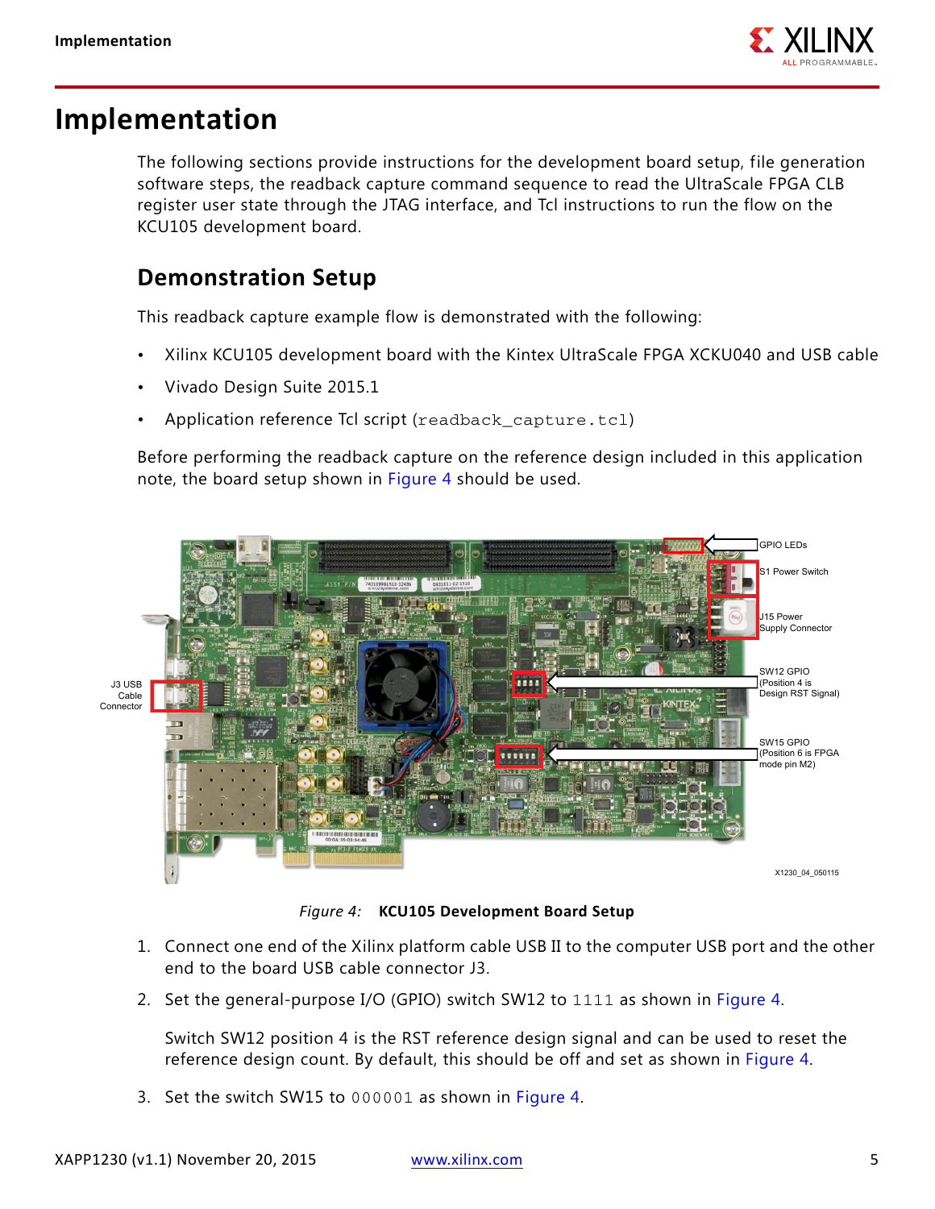# Implementation

The following sections provide instructions for the development board setup, file generation software steps, the readback capture command sequence to read the UltraScale FPGA CLB register user state through the JTAG interface, and Tcl instructions to run the flow on the KCU105 development board.

## Demonstration Setup

This readback capture example flow is demonstrated with the following:

- Xilinx KCU105 development board with the Kintex UltraScale FPGA XCKU040 and USB cable
- Vivado Design Suite 2015.1
- Application reference Tcl script (`readback_capture.tcl`)

Before performing the readback capture on the reference design included in this application note, the board setup shown in Figure 4 should be used.

*Figure 4:* **KCU105 Development Board Setup**

1. Connect one end of the Xilinx platform cable USB II to the computer USB port and the other end to the board USB cable connector J3.
2. Set the general-purpose I/O (GPIO) switch SW12 to `1111` as shown in Figure 4.

   Switch SW12 position 4 is the RST reference design signal and can be used to reset the reference design count. By default, this should be off and set as shown in Figure 4.
3. Set the switch SW15 to `000001` as shown in Figure 4.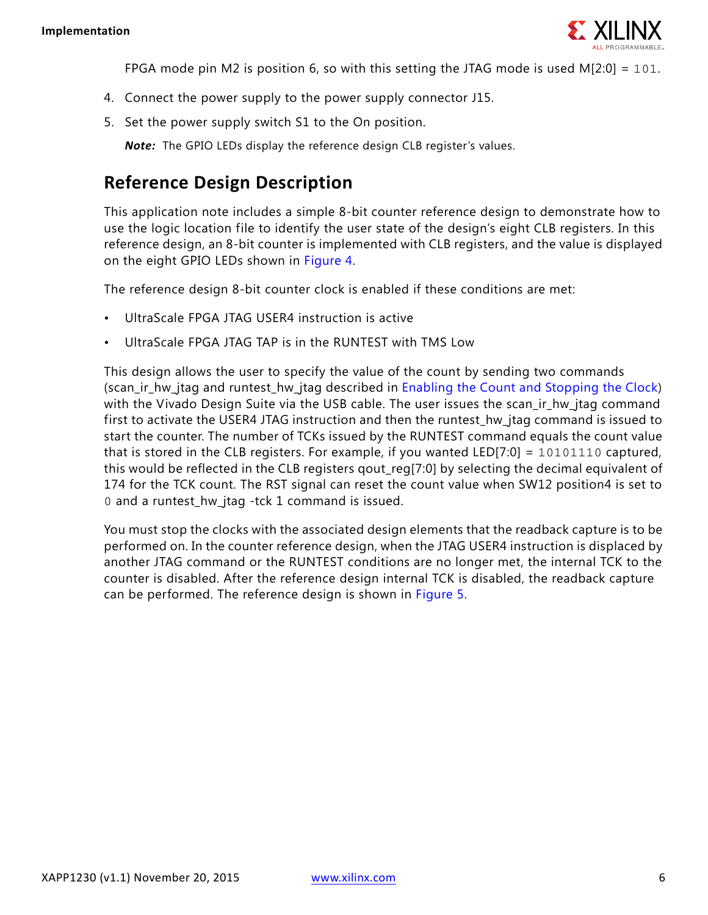FPGA mode pin M2 is position 6, so with this setting the JTAG mode is used M[2:0] = `101`.

4. Connect the power supply to the power supply connector J15.
5. Set the power supply switch S1 to the On position.

   ***Note:*** The GPIO LEDs display the reference design CLB register's values.

## Reference Design Description

This application note includes a simple 8-bit counter reference design to demonstrate how to use the logic location file to identify the user state of the design's eight CLB registers. In this reference design, an 8-bit counter is implemented with CLB registers, and the value is displayed on the eight GPIO LEDs shown in Figure 4.

The reference design 8-bit counter clock is enabled if these conditions are met:

- UltraScale FPGA JTAG USER4 instruction is active
- UltraScale FPGA JTAG TAP is in the RUNTEST with TMS Low

This design allows the user to specify the value of the count by sending two commands (scan_ir_hw_jtag and runtest_hw_jtag described in Enabling the Count and Stopping the Clock) with the Vivado Design Suite via the USB cable. The user issues the scan_ir_hw_jtag command first to activate the USER4 JTAG instruction and then the runtest_hw_jtag command is issued to start the counter. The number of TCKs issued by the RUNTEST command equals the count value that is stored in the CLB registers. For example, if you wanted LED[7:0] = `10101110` captured, this would be reflected in the CLB registers qout_reg[7:0] by selecting the decimal equivalent of 174 for the TCK count. The RST signal can reset the count value when SW12 position4 is set to `0` and a runtest_hw_jtag -tck 1 command is issued.

You must stop the clocks with the associated design elements that the readback capture is to be performed on. In the counter reference design, when the JTAG USER4 instruction is displaced by another JTAG command or the RUNTEST conditions are no longer met, the internal TCK to the counter is disabled. After the reference design internal TCK is disabled, the readback capture can be performed. The reference design is shown in Figure 5.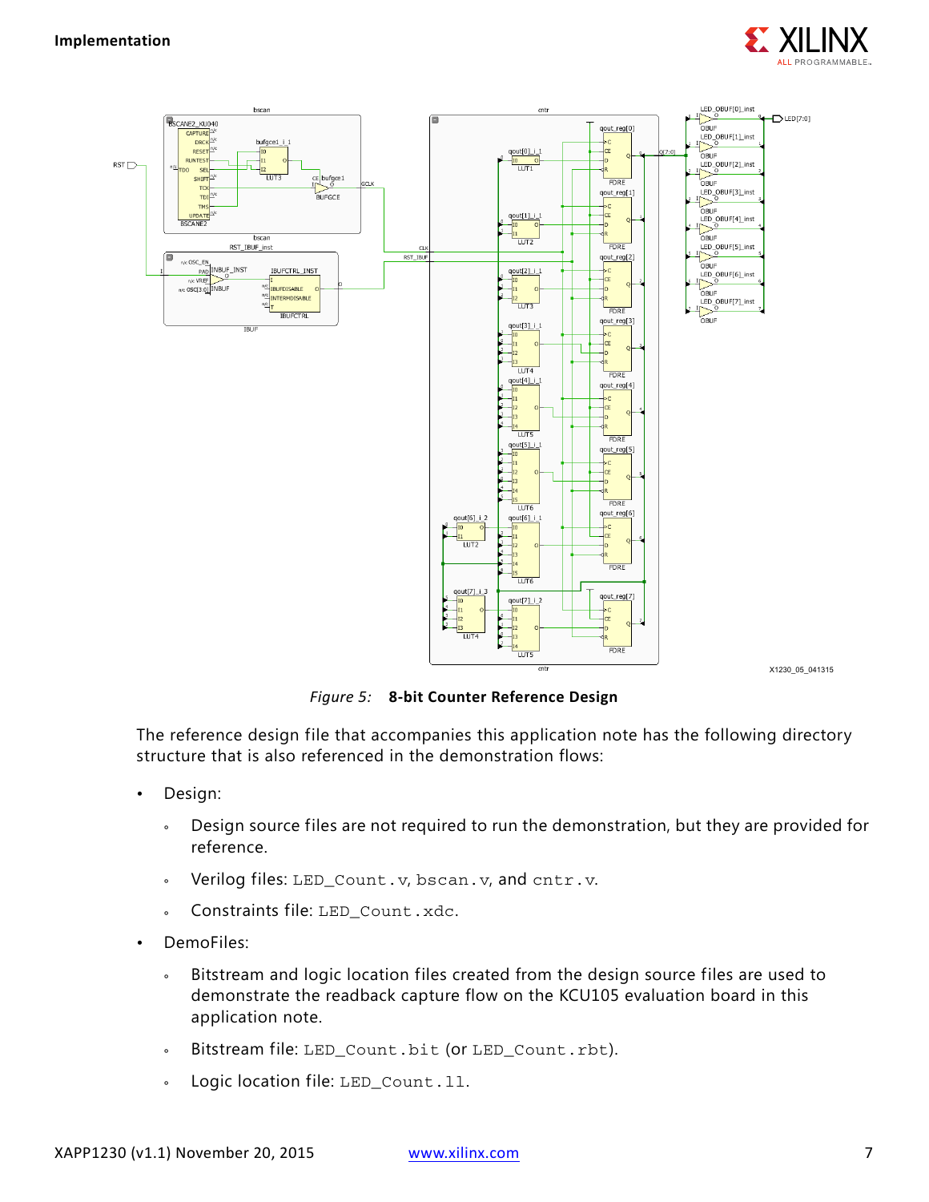*Figure 5:* **8-bit Counter Reference Design**

The reference design file that accompanies this application note has the following directory structure that is also referenced in the demonstration flows:

- Design:
    - Design source files are not required to run the demonstration, but they are provided for reference.
    - Verilog files: `LED_Count.v`, `bscan.v`, and `cntr.v`.
    - Constraints file: `LED_Count.xdc`.
- DemoFiles:
    - Bitstream and logic location files created from the design source files are used to demonstrate the readback capture flow on the KCU105 evaluation board in this application note.
    - Bitstream file: `LED_Count.bit` (or `LED_Count.rbt`).
    - Logic location file: `LED_Count.ll`.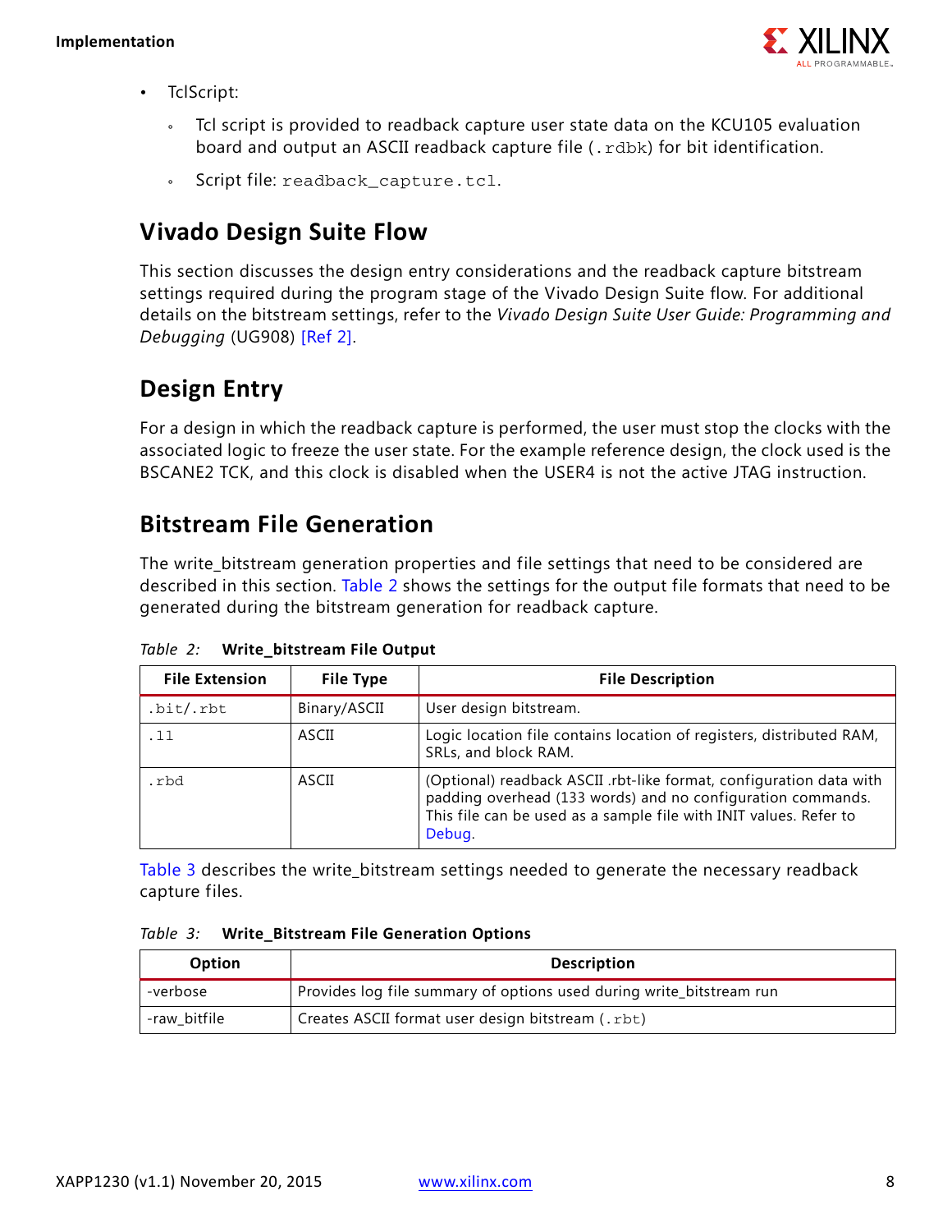- TclScript:
    - Tcl script is provided to readback capture user state data on the KCU105 evaluation board and output an ASCII readback capture file (`.rdbk`) for bit identification.
    - Script file: `readback_capture.tcl`.

## Vivado Design Suite Flow

This section discusses the design entry considerations and the readback capture bitstream settings required during the program stage of the Vivado Design Suite flow. For additional details on the bitstream settings, refer to the *Vivado Design Suite User Guide: Programming and Debugging* (UG908) [Ref 2].

## Design Entry

For a design in which the readback capture is performed, the user must stop the clocks with the associated logic to freeze the user state. For the example reference design, the clock used is the BSCANE2 TCK, and this clock is disabled when the USER4 is not the active JTAG instruction.

## Bitstream File Generation

The write_bitstream generation properties and file settings that need to be considered are described in this section. Table 2 shows the settings for the output file formats that need to be generated during the bitstream generation for readback capture.

*Table 2:* **Write_bitstream File Output**

| File Extension | File Type | File Description |
|---|---|---|
| `.bit`/`.rbt` | Binary/ASCII | User design bitstream. |
| `.ll` | ASCII | Logic location file contains location of registers, distributed RAM, SRLs, and block RAM. |
| `.rbd` | ASCII | (Optional) readback ASCII .rbt-like format, configuration data with padding overhead (133 words) and no configuration commands. This file can be used as a sample file with INIT values. Refer to Debug. |

Table 3 describes the write_bitstream settings needed to generate the necessary readback capture files.

*Table 3:* **Write_Bitstream File Generation Options**

| Option | Description |
|---|---|
| -verbose | Provides log file summary of options used during write_bitstream run |
| -raw_bitfile | Creates ASCII format user design bitstream (`.rbt`) |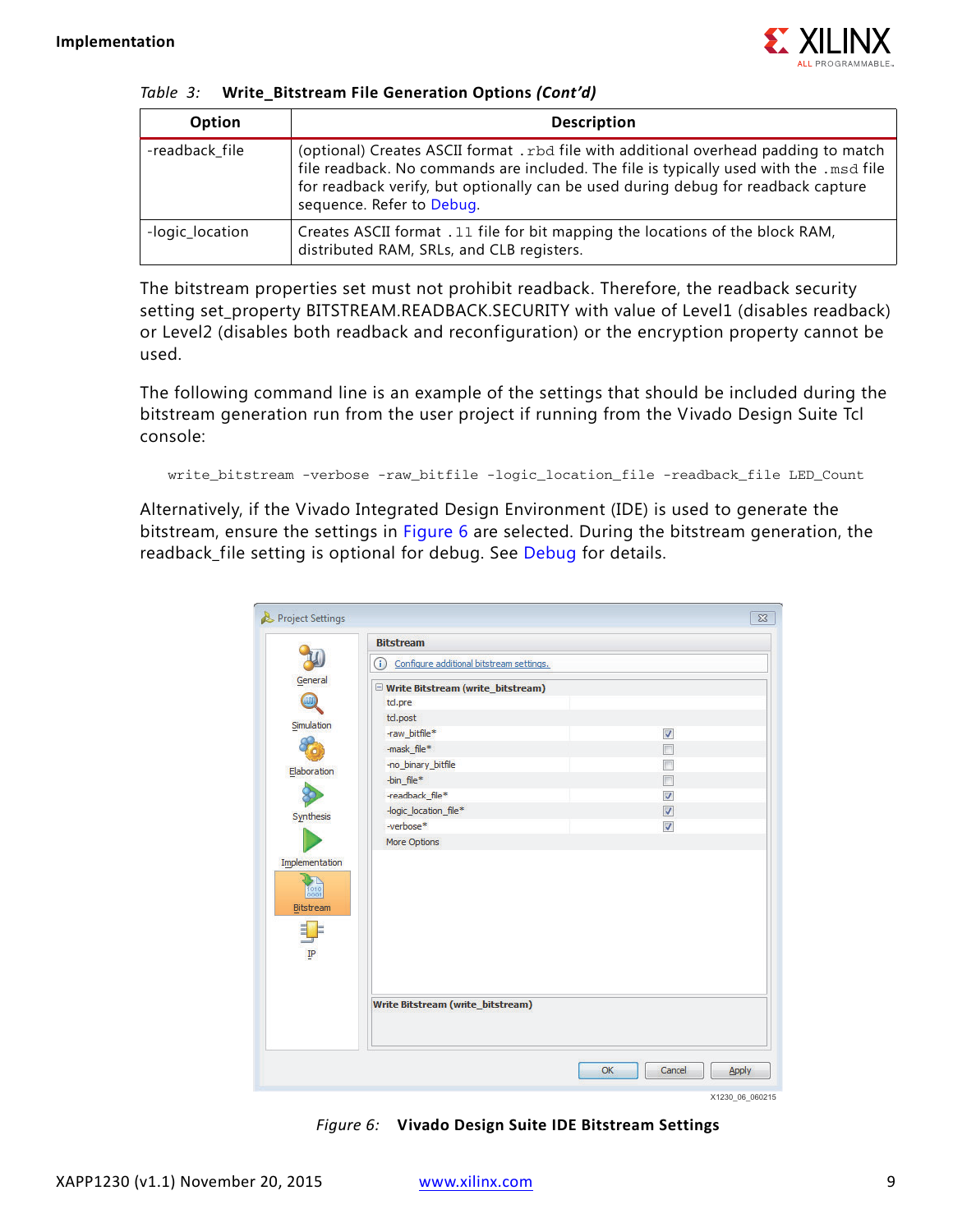Table 3: **Write_Bitstream File Generation Options *(Cont'd)***

| Option | Description |
|---|---|
| -readback_file | (optional) Creates ASCII format `.rbd` file with additional overhead padding to match file readback. No commands are included. The file is typically used with the `.msd` file for readback verify, but optionally can be used during debug for readback capture sequence. Refer to Debug. |
| -logic_location | Creates ASCII format `.ll` file for bit mapping the locations of the block RAM, distributed RAM, SRLs, and CLB registers. |

The bitstream properties set must not prohibit readback. Therefore, the readback security setting set_property BITSTREAM.READBACK.SECURITY with value of Level1 (disables readback) or Level2 (disables both readback and reconfiguration) or the encryption property cannot be used.

The following command line is an example of the settings that should be included during the bitstream generation run from the user project if running from the Vivado Design Suite Tcl console:

```
write_bitstream -verbose -raw_bitfile -logic_location_file -readback_file LED_Count
```

Alternatively, if the Vivado Integrated Design Environment (IDE) is used to generate the bitstream, ensure the settings in Figure 6 are selected. During the bitstream generation, the readback_file setting is optional for debug. See Debug for details.

*Figure 6:* **Vivado Design Suite IDE Bitstream Settings**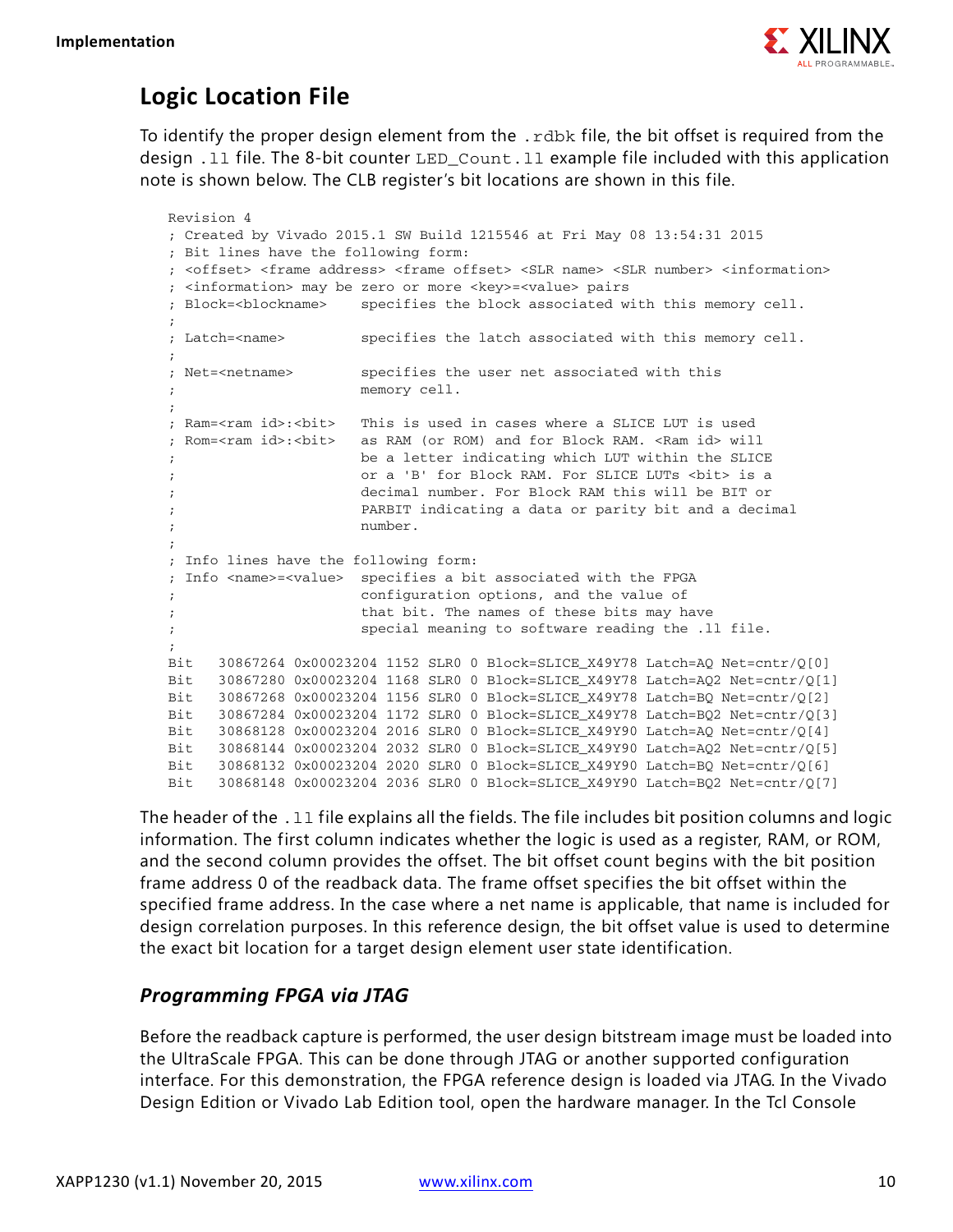## Logic Location File

To identify the proper design element from the `.rdbk` file, the bit offset is required from the design `.ll` file. The 8-bit counter `LED_Count.ll` example file included with this application note is shown below. The CLB register's bit locations are shown in this file.

```
Revision 4
; Created by Vivado 2015.1 SW Build 1215546 at Fri May 08 13:54:31 2015
; Bit lines have the following form:
; <offset> <frame address> <frame offset> <SLR name> <SLR number> <information>
; <information> may be zero or more <key>=<value> pairs
; Block=<blockname>    specifies the block associated with this memory cell.
;
; Latch=<name>         specifies the latch associated with this memory cell.
;
; Net=<netname>        specifies the user net associated with this
;                      memory cell.
;
; Ram=<ram id>:<bit>   This is used in cases where a SLICE LUT is used
; Rom=<ram id>:<bit>   as RAM (or ROM) and for Block RAM. <Ram id> will
;                      be a letter indicating which LUT within the SLICE
;                      or a 'B' for Block RAM. For SLICE LUTs <bit> is a
;                      decimal number. For Block RAM this will be BIT or
;                      PARBIT indicating a data or parity bit and a decimal
;                      number.
;
; Info lines have the following form:
; Info <name>=<value>  specifies a bit associated with the FPGA
;                      configuration options, and the value of
;                      that bit. The names of these bits may have
;                      special meaning to software reading the .ll file.
;
Bit   30867264 0x00023204 1152 SLR0 0 Block=SLICE_X49Y78 Latch=AQ Net=cntr/Q[0]
Bit   30867280 0x00023204 1168 SLR0 0 Block=SLICE_X49Y78 Latch=AQ2 Net=cntr/Q[1]
Bit   30867268 0x00023204 1156 SLR0 0 Block=SLICE_X49Y78 Latch=BQ Net=cntr/Q[2]
Bit   30867284 0x00023204 1172 SLR0 0 Block=SLICE_X49Y78 Latch=BQ2 Net=cntr/Q[3]
Bit   30868128 0x00023204 2016 SLR0 0 Block=SLICE_X49Y90 Latch=AQ Net=cntr/Q[4]
Bit   30868144 0x00023204 2032 SLR0 0 Block=SLICE_X49Y90 Latch=AQ2 Net=cntr/Q[5]
Bit   30868132 0x00023204 2020 SLR0 0 Block=SLICE_X49Y90 Latch=BQ Net=cntr/Q[6]
Bit   30868148 0x00023204 2036 SLR0 0 Block=SLICE_X49Y90 Latch=BQ2 Net=cntr/Q[7]
```

The header of the `.ll` file explains all the fields. The file includes bit position columns and logic information. The first column indicates whether the logic is used as a register, RAM, or ROM, and the second column provides the offset. The bit offset count begins with the bit position frame address 0 of the readback data. The frame offset specifies the bit offset within the specified frame address. In the case where a net name is applicable, that name is included for design correlation purposes. In this reference design, the bit offset value is used to determine the exact bit location for a target design element user state identification.

### *Programming FPGA via JTAG*

Before the readback capture is performed, the user design bitstream image must be loaded into the UltraScale FPGA. This can be done through JTAG or another supported configuration interface. For this demonstration, the FPGA reference design is loaded via JTAG. In the Vivado Design Edition or Vivado Lab Edition tool, open the hardware manager. In the Tcl Console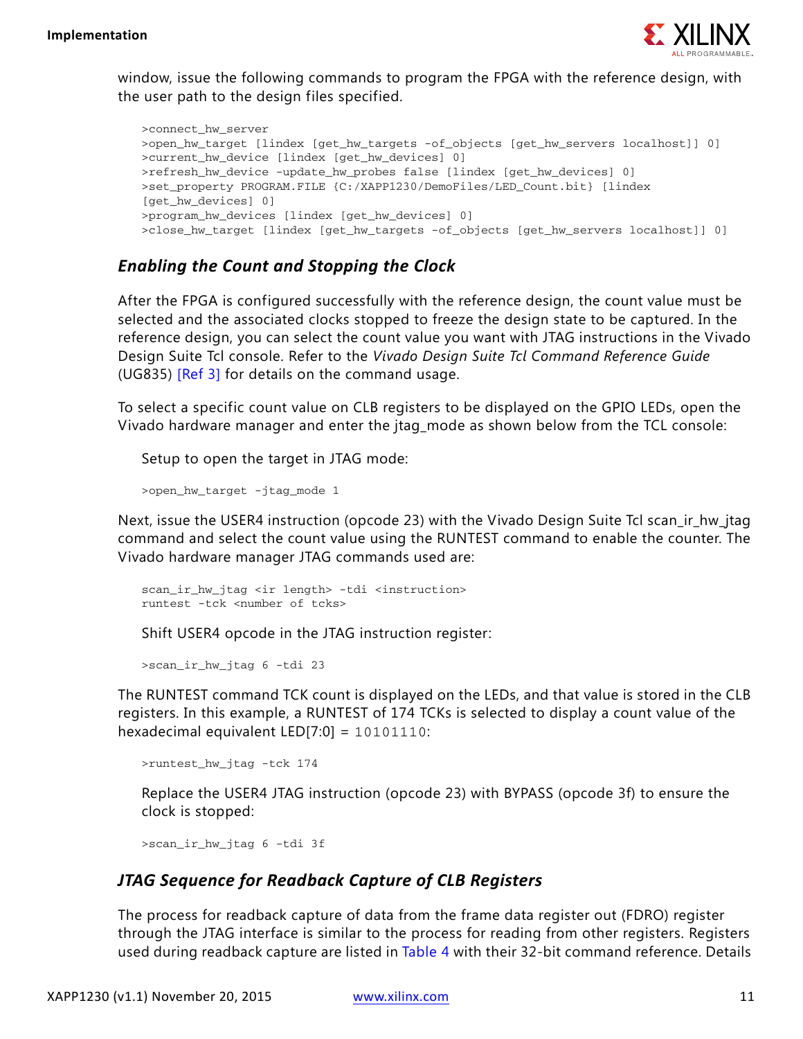window, issue the following commands to program the FPGA with the reference design, with the user path to the design files specified.

```
>connect_hw_server
>open_hw_target [lindex [get_hw_targets -of_objects [get_hw_servers localhost]] 0]
>current_hw_device [lindex [get_hw_devices] 0]
>refresh_hw_device -update_hw_probes false [lindex [get_hw_devices] 0]
>set_property PROGRAM.FILE {C:/XAPP1230/DemoFiles/LED_Count.bit} [lindex
[get_hw_devices] 0]
>program_hw_devices [lindex [get_hw_devices] 0]
>close_hw_target [lindex [get_hw_targets -of_objects [get_hw_servers localhost]] 0]
```

### *Enabling the Count and Stopping the Clock*

After the FPGA is configured successfully with the reference design, the count value must be selected and the associated clocks stopped to freeze the design state to be captured. In the reference design, you can select the count value you want with JTAG instructions in the Vivado Design Suite Tcl console. Refer to the *Vivado Design Suite Tcl Command Reference Guide* (UG835) [Ref 3] for details on the command usage.

To select a specific count value on CLB registers to be displayed on the GPIO LEDs, open the Vivado hardware manager and enter the jtag_mode as shown below from the TCL console:

Setup to open the target in JTAG mode:

```
>open_hw_target -jtag_mode 1
```

Next, issue the USER4 instruction (opcode 23) with the Vivado Design Suite Tcl scan_ir_hw_jtag command and select the count value using the RUNTEST command to enable the counter. The Vivado hardware manager JTAG commands used are:

```
scan_ir_hw_jtag <ir length> -tdi <instruction>
runtest -tck <number of tcks>
```

Shift USER4 opcode in the JTAG instruction register:

```
>scan_ir_hw_jtag 6 -tdi 23
```

The RUNTEST command TCK count is displayed on the LEDs, and that value is stored in the CLB registers. In this example, a RUNTEST of 174 TCKs is selected to display a count value of the hexadecimal equivalent LED[7:0] = `10101110`:

```
>runtest_hw_jtag -tck 174
```

Replace the USER4 JTAG instruction (opcode 23) with BYPASS (opcode 3f) to ensure the clock is stopped:

```
>scan_ir_hw_jtag 6 -tdi 3f
```

### *JTAG Sequence for Readback Capture of CLB Registers*

The process for readback capture of data from the frame data register out (FDRO) register through the JTAG interface is similar to the process for reading from other registers. Registers used during readback capture are listed in Table 4 with their 32-bit command reference. Details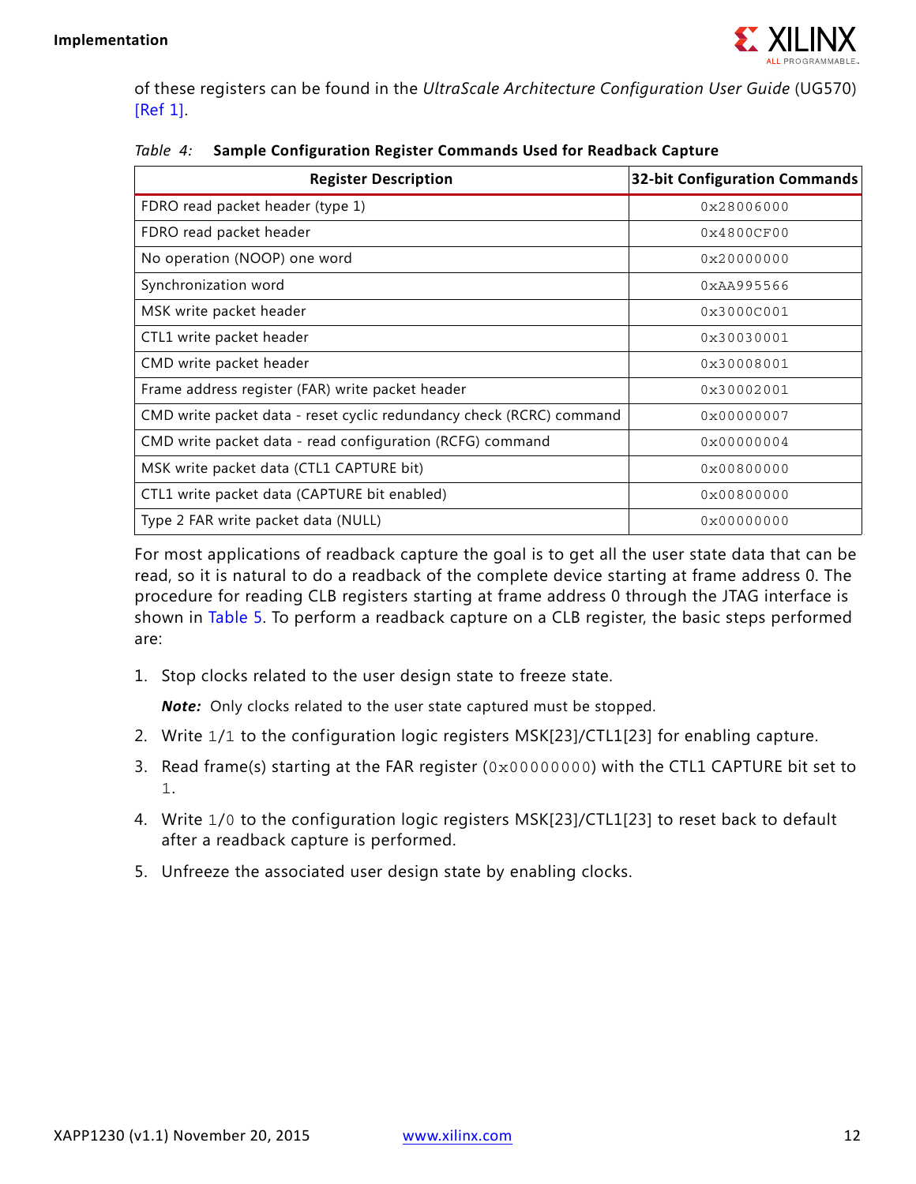of these registers can be found in the *UltraScale Architecture Configuration User Guide* (UG570) [Ref 1].

*Table 4:* **Sample Configuration Register Commands Used for Readback Capture**

| Register Description | 32-bit Configuration Commands |
|---|---|
| FDRO read packet header (type 1) | 0x28006000 |
| FDRO read packet header | 0x4800CF00 |
| No operation (NOOP) one word | 0x20000000 |
| Synchronization word | 0xAA995566 |
| MSK write packet header | 0x3000C001 |
| CTL1 write packet header | 0x30030001 |
| CMD write packet header | 0x30008001 |
| Frame address register (FAR) write packet header | 0x30002001 |
| CMD write packet data - reset cyclic redundancy check (RCRC) command | 0x00000007 |
| CMD write packet data - read configuration (RCFG) command | 0x00000004 |
| MSK write packet data (CTL1 CAPTURE bit) | 0x00800000 |
| CTL1 write packet data (CAPTURE bit enabled) | 0x00800000 |
| Type 2 FAR write packet data (NULL) | 0x00000000 |

For most applications of readback capture the goal is to get all the user state data that can be read, so it is natural to do a readback of the complete device starting at frame address 0. The procedure for reading CLB registers starting at frame address 0 through the JTAG interface is shown in Table 5. To perform a readback capture on a CLB register, the basic steps performed are:

1. Stop clocks related to the user design state to freeze state.

   ***Note:*** Only clocks related to the user state captured must be stopped.

2. Write `1/1` to the configuration logic registers MSK[23]/CTL1[23] for enabling capture.
3. Read frame(s) starting at the FAR register (`0x00000000`) with the CTL1 CAPTURE bit set to `1`.
4. Write `1/0` to the configuration logic registers MSK[23]/CTL1[23] to reset back to default after a readback capture is performed.
5. Unfreeze the associated user design state by enabling clocks.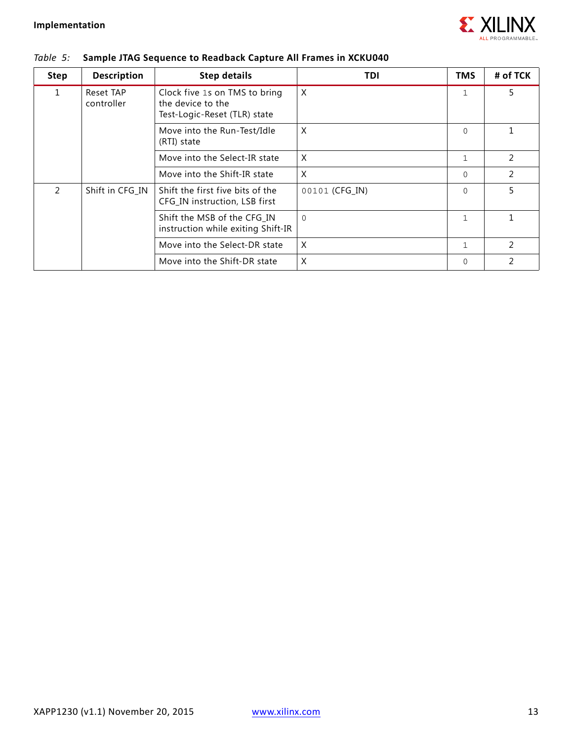*Table 5:* **Sample JTAG Sequence to Readback Capture All Frames in XCKU040**

| Step | Description | Step details | TDI | TMS | # of TCK |
|---|---|---|---|---|---|
| 1 | Reset TAP controller | Clock five 1s on TMS to bring the device to the Test-Logic-Reset (TLR) state | X | 1 | 5 |
| | | Move into the Run-Test/Idle (RTI) state | X | 0 | 1 |
| | | Move into the Select-IR state | X | 1 | 2 |
| | | Move into the Shift-IR state | X | 0 | 2 |
| 2 | Shift in CFG_IN | Shift the first five bits of the CFG_IN instruction, LSB first | 00101 (CFG_IN) | 0 | 5 |
| | | Shift the MSB of the CFG_IN instruction while exiting Shift-IR | 0 | 1 | 1 |
| | | Move into the Select-DR state | X | 1 | 2 |
| | | Move into the Shift-DR state | X | 0 | 2 |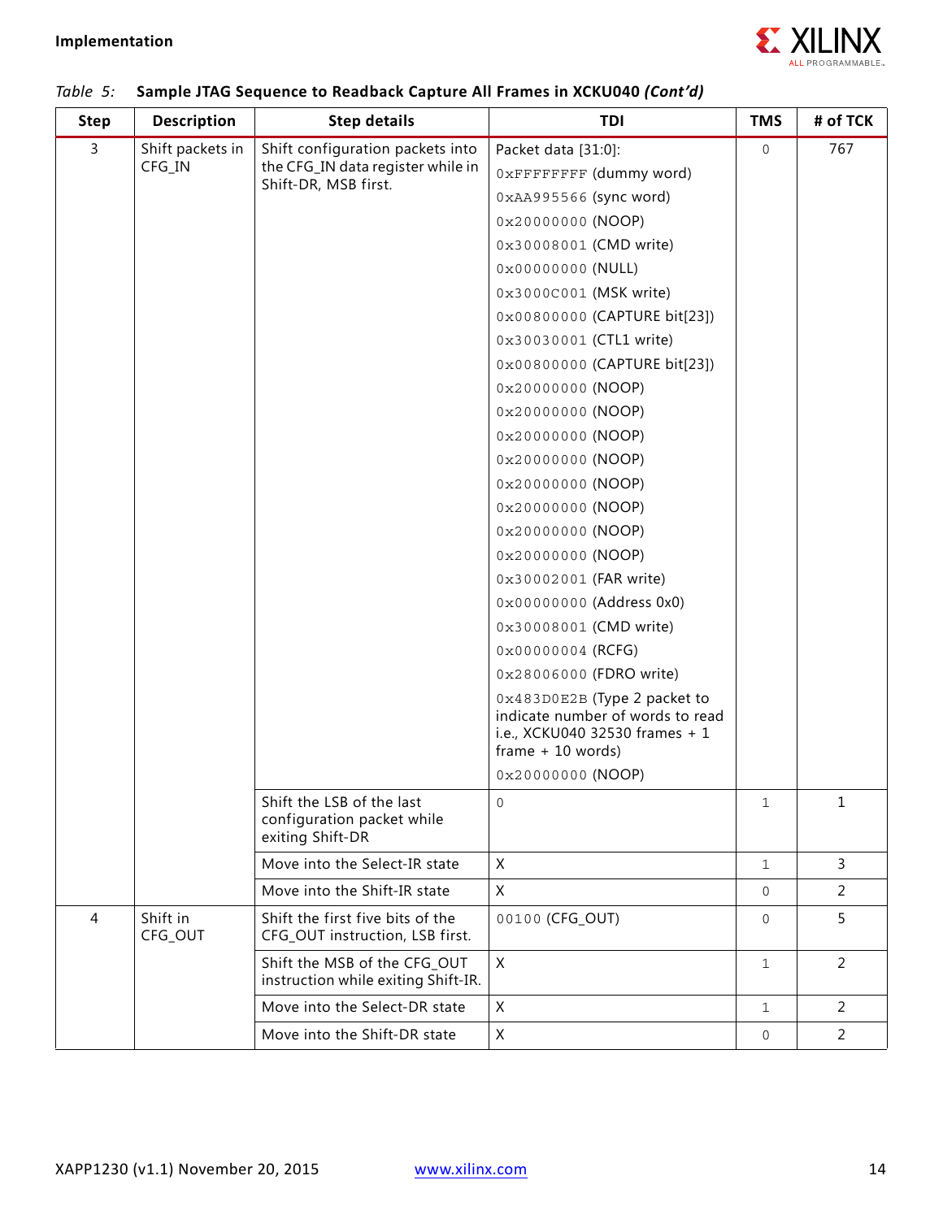*Table 5:* **Sample JTAG Sequence to Readback Capture All Frames in XCKU040 *(Cont'd)***

| Step | Description | Step details | TDI | TMS | # of TCK |
|---|---|---|---|---|---|
| 3 | Shift packets in CFG_IN | Shift configuration packets into the CFG_IN data register while in Shift-DR, MSB first. | Packet data [31:0]:<br>0xFFFFFFFF (dummy word)<br>0xAA995566 (sync word)<br>0x20000000 (NOOP)<br>0x30008001 (CMD write)<br>0x00000000 (NULL)<br>0x3000C001 (MSK write)<br>0x00800000 (CAPTURE bit[23])<br>0x30030001 (CTL1 write)<br>0x00800000 (CAPTURE bit[23])<br>0x20000000 (NOOP)<br>0x20000000 (NOOP)<br>0x20000000 (NOOP)<br>0x20000000 (NOOP)<br>0x20000000 (NOOP)<br>0x20000000 (NOOP)<br>0x20000000 (NOOP)<br>0x20000000 (NOOP)<br>0x30002001 (FAR write)<br>0x00000000 (Address 0x0)<br>0x30008001 (CMD write)<br>0x00000004 (RCFG)<br>0x28006000 (FDRO write)<br>0x483D0E2B (Type 2 packet to indicate number of words to read i.e., XCKU040 32530 frames + 1 frame + 10 words)<br>0x20000000 (NOOP) | 0 | 767 |
| | | Shift the LSB of the last configuration packet while exiting Shift-DR | 0 | 1 | 1 |
| | | Move into the Select-IR state | X | 1 | 3 |
| | | Move into the Shift-IR state | X | 0 | 2 |
| 4 | Shift in CFG_OUT | Shift the first five bits of the CFG_OUT instruction, LSB first. | 00100 (CFG_OUT) | 0 | 5 |
| | | Shift the MSB of the CFG_OUT instruction while exiting Shift-IR. | X | 1 | 2 |
| | | Move into the Select-DR state | X | 1 | 2 |
| | | Move into the Shift-DR state | X | 0 | 2 |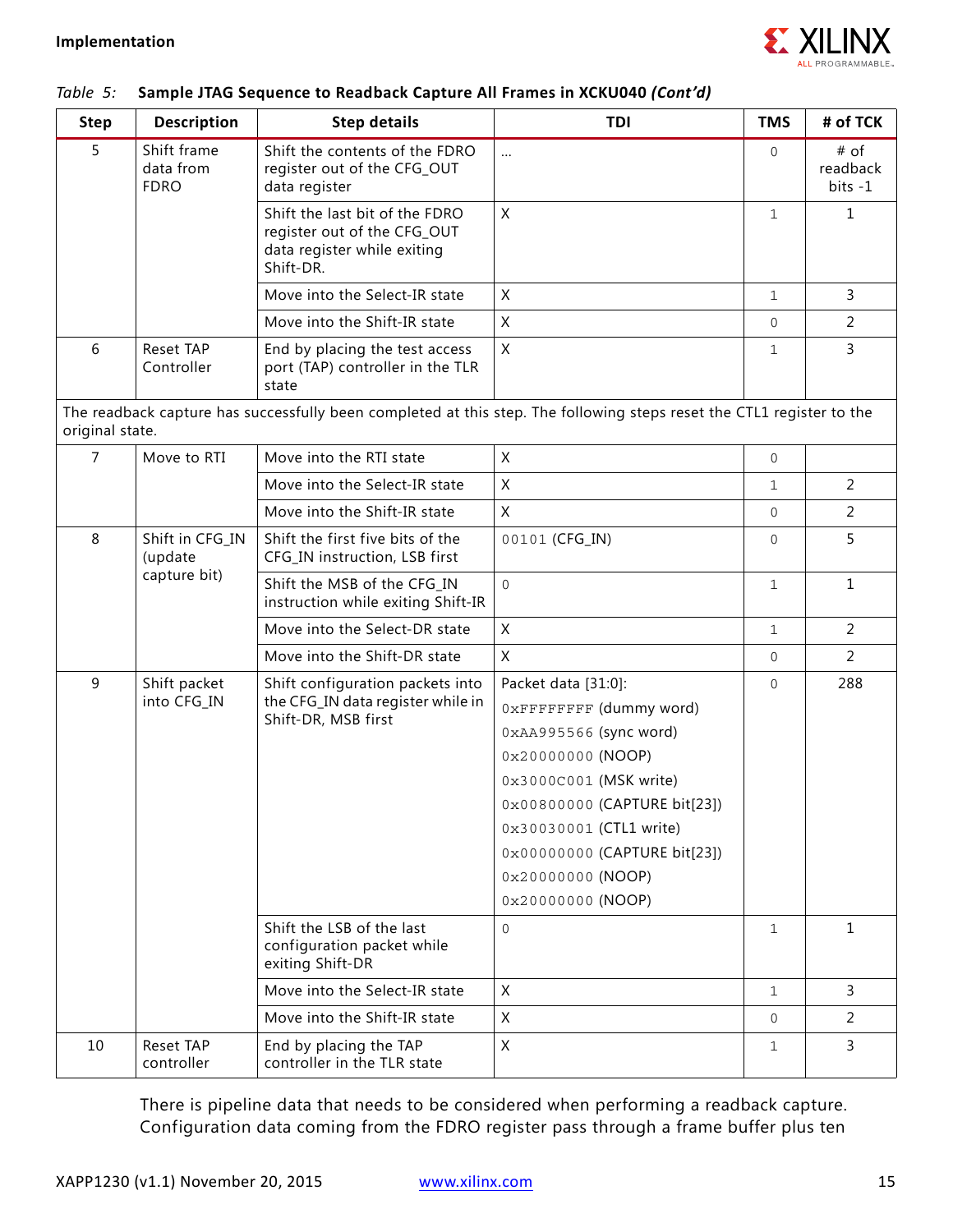Table 5: **Sample JTAG Sequence to Readback Capture All Frames in XCKU040 *(Cont'd)***

| Step | Description | Step details | TDI | TMS | # of TCK |
|---|---|---|---|---|---|
| 5 | Shift frame data from FDRO | Shift the contents of the FDRO register out of the CFG_OUT data register | ... | 0 | # of readback bits -1 |
| | | Shift the last bit of the FDRO register out of the CFG_OUT data register while exiting Shift-DR. | X | 1 | 1 |
| | | Move into the Select-IR state | X | 1 | 3 |
| | | Move into the Shift-IR state | X | 0 | 2 |
| 6 | Reset TAP Controller | End by placing the test access port (TAP) controller in the TLR state | X | 1 | 3 |
| The readback capture has successfully been completed at this step. The following steps reset the CTL1 register to the original state. | | | | | |
| 7 | Move to RTI | Move into the RTI state | X | 0 | |
| | | Move into the Select-IR state | X | 1 | 2 |
| | | Move into the Shift-IR state | X | 0 | 2 |
| 8 | Shift in CFG_IN (update capture bit) | Shift the first five bits of the CFG_IN instruction, LSB first | 00101 (CFG_IN) | 0 | 5 |
| | | Shift the MSB of the CFG_IN instruction while exiting Shift-IR | 0 | 1 | 1 |
| | | Move into the Select-DR state | X | 1 | 2 |
| | | Move into the Shift-DR state | X | 0 | 2 |
| 9 | Shift packet into CFG_IN | Shift configuration packets into the CFG_IN data register while in Shift-DR, MSB first | Packet data [31:0]:<br>0xFFFFFFFF (dummy word)<br>0xAA995566 (sync word)<br>0x20000000 (NOOP)<br>0x3000C001 (MSK write)<br>0x00800000 (CAPTURE bit[23])<br>0x30030001 (CTL1 write)<br>0x00000000 (CAPTURE bit[23])<br>0x20000000 (NOOP)<br>0x20000000 (NOOP) | 0 | 288 |
| | | Shift the LSB of the last configuration packet while exiting Shift-DR | 0 | 1 | 1 |
| | | Move into the Select-IR state | X | 1 | 3 |
| | | Move into the Shift-IR state | X | 0 | 2 |
| 10 | Reset TAP controller | End by placing the TAP controller in the TLR state | X | 1 | 3 |

There is pipeline data that needs to be considered when performing a readback capture. Configuration data coming from the FDRO register pass through a frame buffer plus ten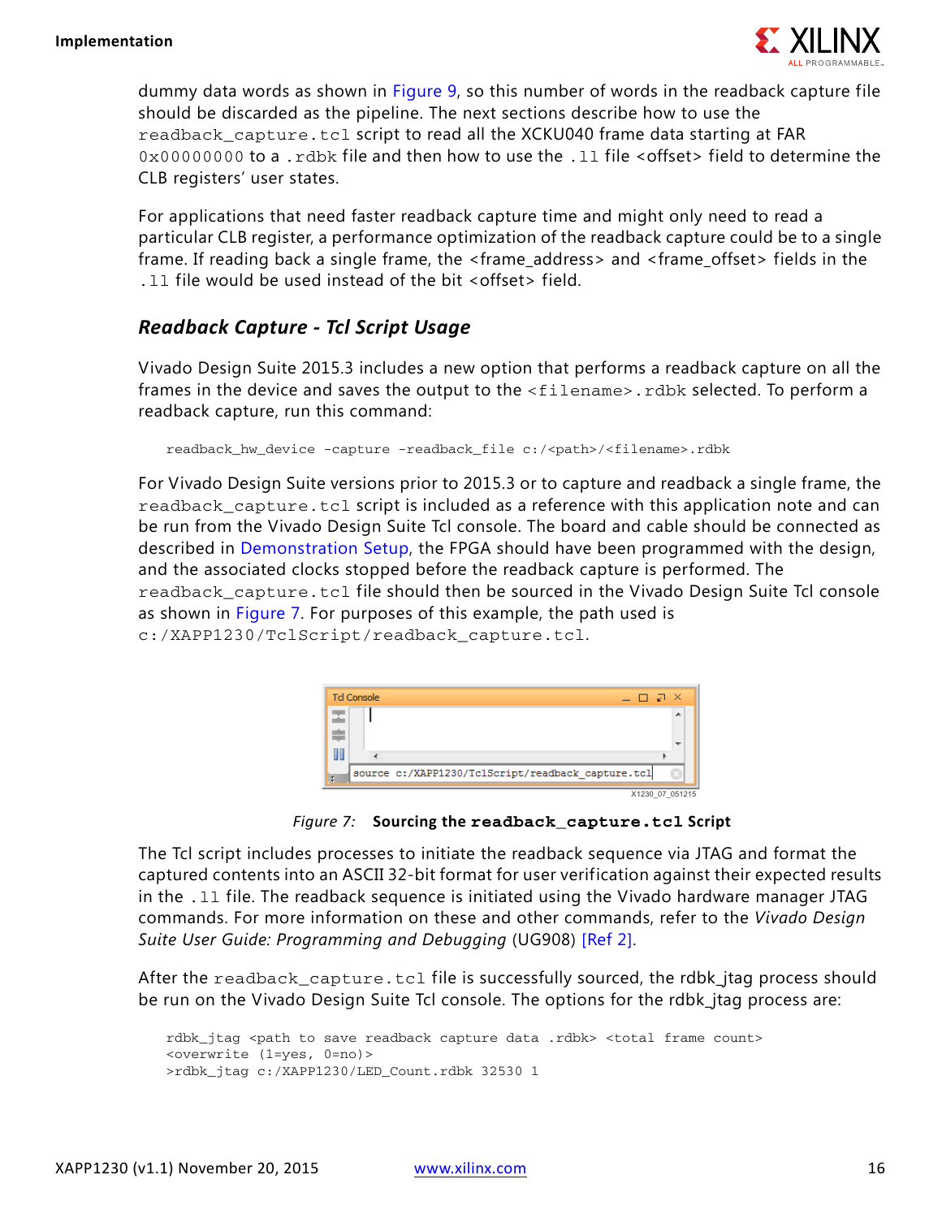dummy data words as shown in Figure 9, so this number of words in the readback capture file should be discarded as the pipeline. The next sections describe how to use the `readback_capture.tcl` script to read all the XCKU040 frame data starting at FAR `0x00000000` to a `.rdbk` file and then how to use the `.ll` file <offset> field to determine the CLB registers' user states.

For applications that need faster readback capture time and might only need to read a particular CLB register, a performance optimization of the readback capture could be to a single frame. If reading back a single frame, the <frame_address> and <frame_offset> fields in the `.ll` file would be used instead of the bit <offset> field.

### *Readback Capture - Tcl Script Usage*

Vivado Design Suite 2015.3 includes a new option that performs a readback capture on all the frames in the device and saves the output to the `<filename>.rdbk` selected. To perform a readback capture, run this command:

```
readback_hw_device -capture -readback_file c:/<path>/<filename>.rdbk
```

For Vivado Design Suite versions prior to 2015.3 or to capture and readback a single frame, the `readback_capture.tcl` script is included as a reference with this application note and can be run from the Vivado Design Suite Tcl console. The board and cable should be connected as described in Demonstration Setup, the FPGA should have been programmed with the design, and the associated clocks stopped before the readback capture is performed. The `readback_capture.tcl` file should then be sourced in the Vivado Design Suite Tcl console as shown in Figure 7. For purposes of this example, the path used is `c:/XAPP1230/TclScript/readback_capture.tcl`.

```
source c:/XAPP1230/TclScript/readback_capture.tcl
```

*Figure 7:* **Sourcing the `readback_capture.tcl` Script**

The Tcl script includes processes to initiate the readback sequence via JTAG and format the captured contents into an ASCII 32-bit format for user verification against their expected results in the `.ll` file. The readback sequence is initiated using the Vivado hardware manager JTAG commands. For more information on these and other commands, refer to the *Vivado Design Suite User Guide: Programming and Debugging* (UG908) [Ref 2].

After the `readback_capture.tcl` file is successfully sourced, the rdbk_jtag process should be run on the Vivado Design Suite Tcl console. The options for the rdbk_jtag process are:

```
rdbk_jtag <path to save readback capture data .rdbk> <total frame count>
<overwrite (1=yes, 0=no)>
>rdbk_jtag c:/XAPP1230/LED_Count.rdbk 32530 1
```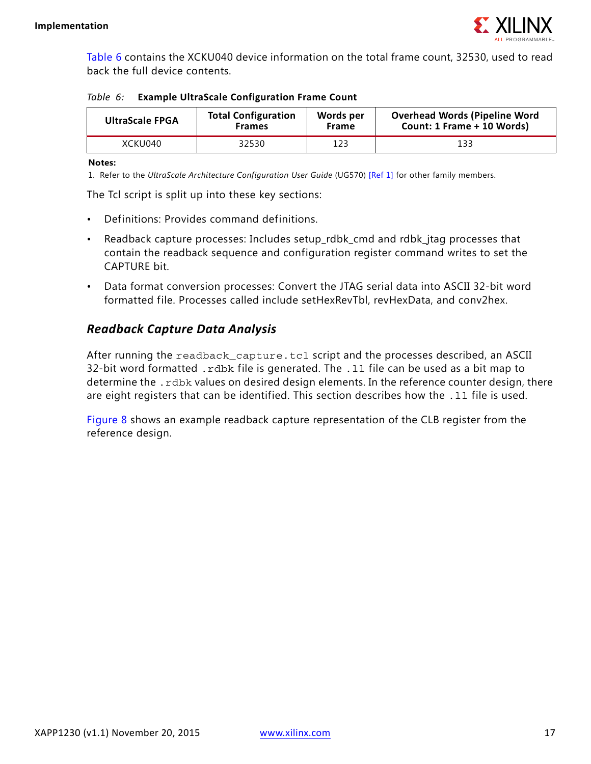Table 6 contains the XCKU040 device information on the total frame count, 32530, used to read back the full device contents.

*Table 6:* **Example UltraScale Configuration Frame Count**

| UltraScale FPGA | Total Configuration Frames | Words per Frame | Overhead Words (Pipeline Word Count: 1 Frame + 10 Words) |
|---|---|---|---|
| XCKU040 | 32530 | 123 | 133 |

**Notes:**

1. Refer to the *UltraScale Architecture Configuration User Guide* (UG570) [Ref 1] for other family members.

The Tcl script is split up into these key sections:

- Definitions: Provides command definitions.
- Readback capture processes: Includes setup_rdbk_cmd and rdbk_jtag processes that contain the readback sequence and configuration register command writes to set the CAPTURE bit.
- Data format conversion processes: Convert the JTAG serial data into ASCII 32-bit word formatted file. Processes called include setHexRevTbl, revHexData, and conv2hex.

### *Readback Capture Data Analysis*

After running the `readback_capture.tcl` script and the processes described, an ASCII 32-bit word formatted `.rdbk` file is generated. The `.ll` file can be used as a bit map to determine the `.rdbk` values on desired design elements. In the reference counter design, there are eight registers that can be identified. This section describes how the `.ll` file is used.

Figure 8 shows an example readback capture representation of the CLB register from the reference design.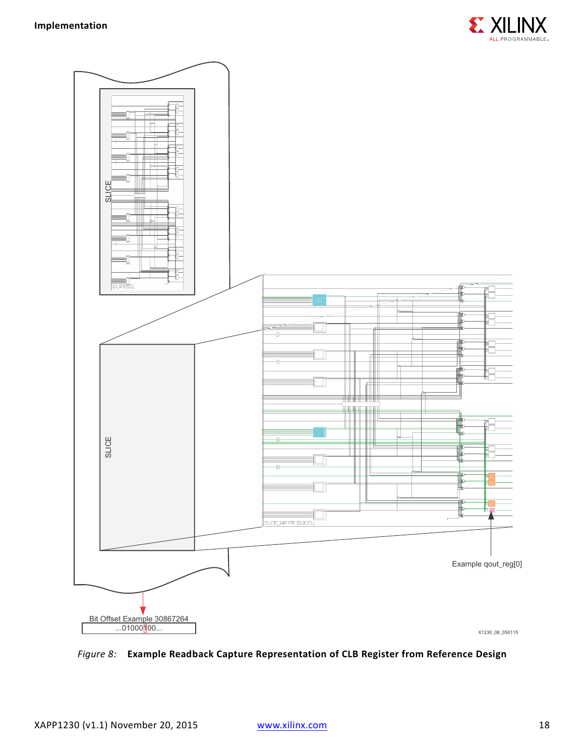SLICE

SLICE

SLICE_X49Y78 (SLICEL)

Example qout_reg[0]

Bit Offset Example 30867264

...01000100...

X1230_08_050115

*Figure 8:* **Example Readback Capture Representation of CLB Register from Reference Design**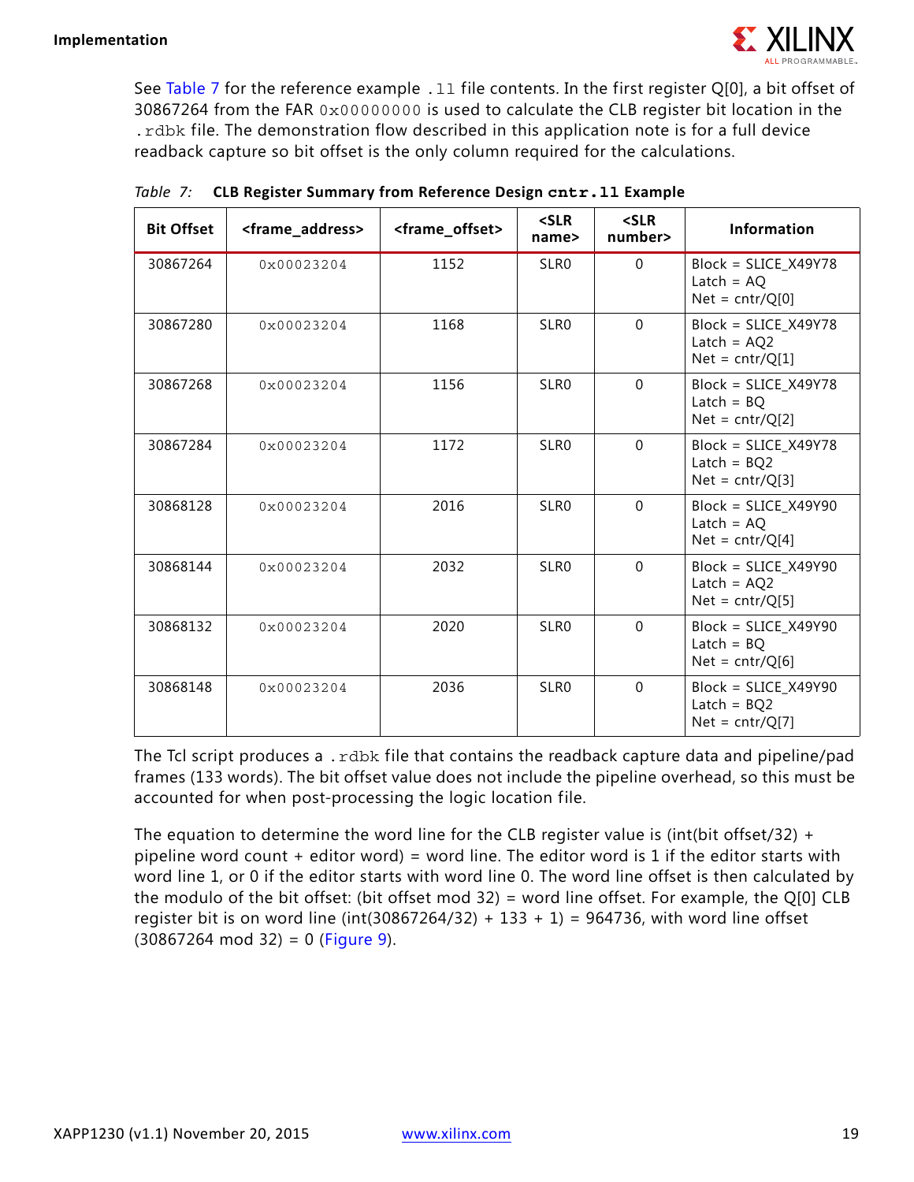See Table 7 for the reference example `.ll` file contents. In the first register Q[0], a bit offset of 30867264 from the FAR `0x00000000` is used to calculate the CLB register bit location in the `.rdbk` file. The demonstration flow described in this application note is for a full device readback capture so bit offset is the only column required for the calculations.

*Table 7:* **CLB Register Summary from Reference Design `cntr.ll` Example**

| Bit Offset | <frame_address> | <frame_offset> | <SLR name> | <SLR number> | Information |
|---|---|---|---|---|---|
| 30867264 | 0x00023204 | 1152 | SLR0 | 0 | Block = SLICE_X49Y78<br>Latch = AQ<br>Net = cntr/Q[0] |
| 30867280 | 0x00023204 | 1168 | SLR0 | 0 | Block = SLICE_X49Y78<br>Latch = AQ2<br>Net = cntr/Q[1] |
| 30867268 | 0x00023204 | 1156 | SLR0 | 0 | Block = SLICE_X49Y78<br>Latch = BQ<br>Net = cntr/Q[2] |
| 30867284 | 0x00023204 | 1172 | SLR0 | 0 | Block = SLICE_X49Y78<br>Latch = BQ2<br>Net = cntr/Q[3] |
| 30868128 | 0x00023204 | 2016 | SLR0 | 0 | Block = SLICE_X49Y90<br>Latch = AQ<br>Net = cntr/Q[4] |
| 30868144 | 0x00023204 | 2032 | SLR0 | 0 | Block = SLICE_X49Y90<br>Latch = AQ2<br>Net = cntr/Q[5] |
| 30868132 | 0x00023204 | 2020 | SLR0 | 0 | Block = SLICE_X49Y90<br>Latch = BQ<br>Net = cntr/Q[6] |
| 30868148 | 0x00023204 | 2036 | SLR0 | 0 | Block = SLICE_X49Y90<br>Latch = BQ2<br>Net = cntr/Q[7] |

The Tcl script produces a `.rdbk` file that contains the readback capture data and pipeline/pad frames (133 words). The bit offset value does not include the pipeline overhead, so this must be accounted for when post-processing the logic location file.

The equation to determine the word line for the CLB register value is (int(bit offset/32) + pipeline word count + editor word) = word line. The editor word is 1 if the editor starts with word line 1, or 0 if the editor starts with word line 0. The word line offset is then calculated by the modulo of the bit offset: (bit offset mod 32) = word line offset. For example, the Q[0] CLB register bit is on word line (int(30867264/32) + 133 + 1) = 964736, with word line offset (30867264 mod 32) = 0 (Figure 9).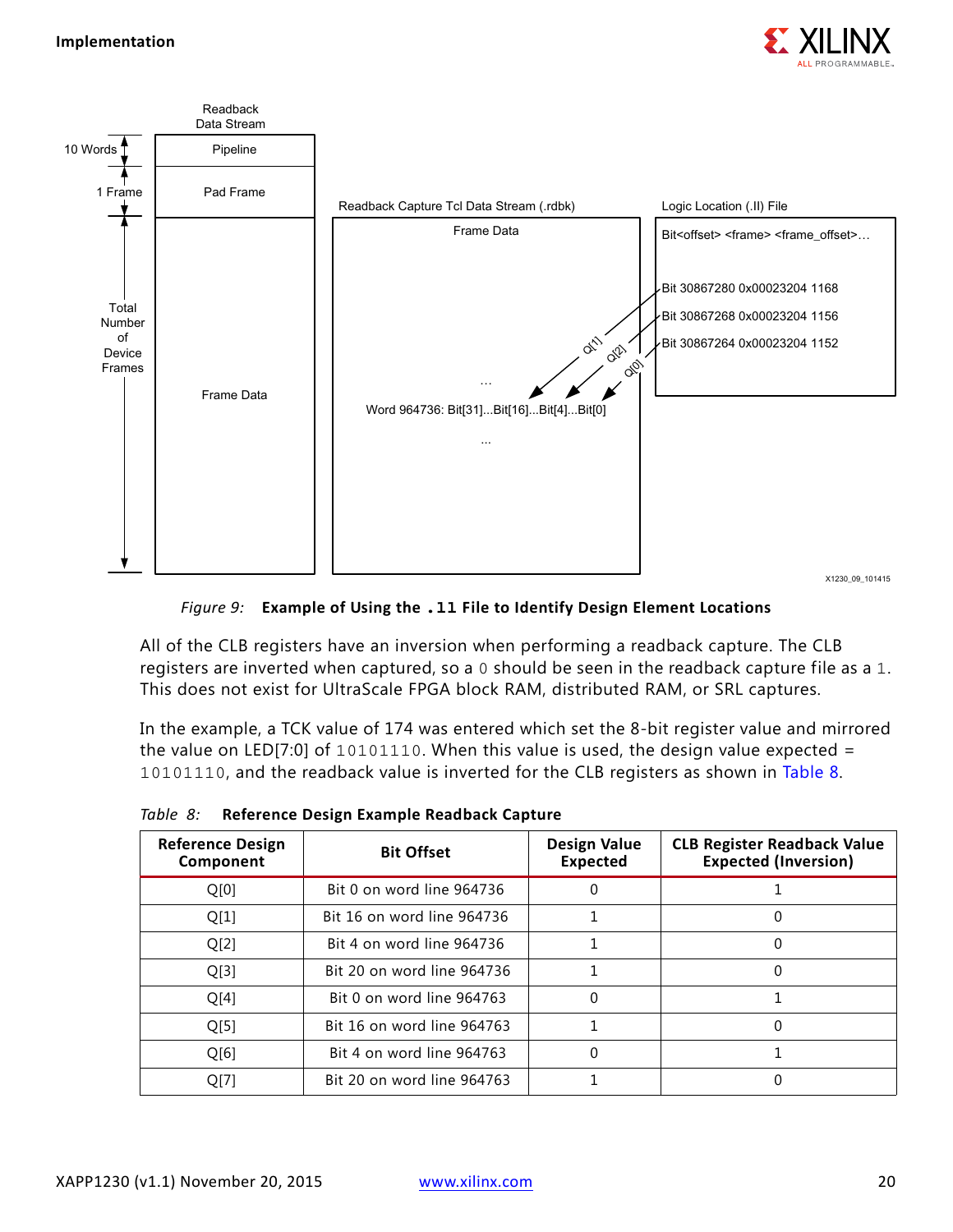Readback Data Stream

| | |
|---|---|
| 10 Words | Pipeline |
| 1 Frame | Pad Frame |
| Total Number of Device Frames | Frame Data |

Readback Capture Tcl Data Stream (.rdbk)

Frame Data

...

Word 964736: Bit[31]...Bit[16]...Bit[4]...Bit[0]

...

Logic Location (.ll) File

Bit<offset> <frame> <frame_offset>...

Bit 30867280 0x00023204 1168

Bit 30867268 0x00023204 1156

Bit 30867264 0x00023204 1152

Q[1] Q[2] Q[0]

X1230_09_101415

*Figure 9:* **Example of Using the .ll File to Identify Design Element Locations**

All of the CLB registers have an inversion when performing a readback capture. The CLB registers are inverted when captured, so a `0` should be seen in the readback capture file as a `1`. This does not exist for UltraScale FPGA block RAM, distributed RAM, or SRL captures.

In the example, a TCK value of 174 was entered which set the 8-bit register value and mirrored the value on LED[7:0] of `10101110`. When this value is used, the design value expected = `10101110`, and the readback value is inverted for the CLB registers as shown in Table 8.

*Table 8:* **Reference Design Example Readback Capture**

| Reference Design Component | Bit Offset | Design Value Expected | CLB Register Readback Value Expected (Inversion) |
|---|---|---|---|
| Q[0] | Bit 0 on word line 964736 | 0 | 1 |
| Q[1] | Bit 16 on word line 964736 | 1 | 0 |
| Q[2] | Bit 4 on word line 964736 | 1 | 0 |
| Q[3] | Bit 20 on word line 964736 | 1 | 0 |
| Q[4] | Bit 0 on word line 964763 | 0 | 1 |
| Q[5] | Bit 16 on word line 964763 | 1 | 0 |
| Q[6] | Bit 4 on word line 964763 | 0 | 1 |
| Q[7] | Bit 20 on word line 964763 | 1 | 0 |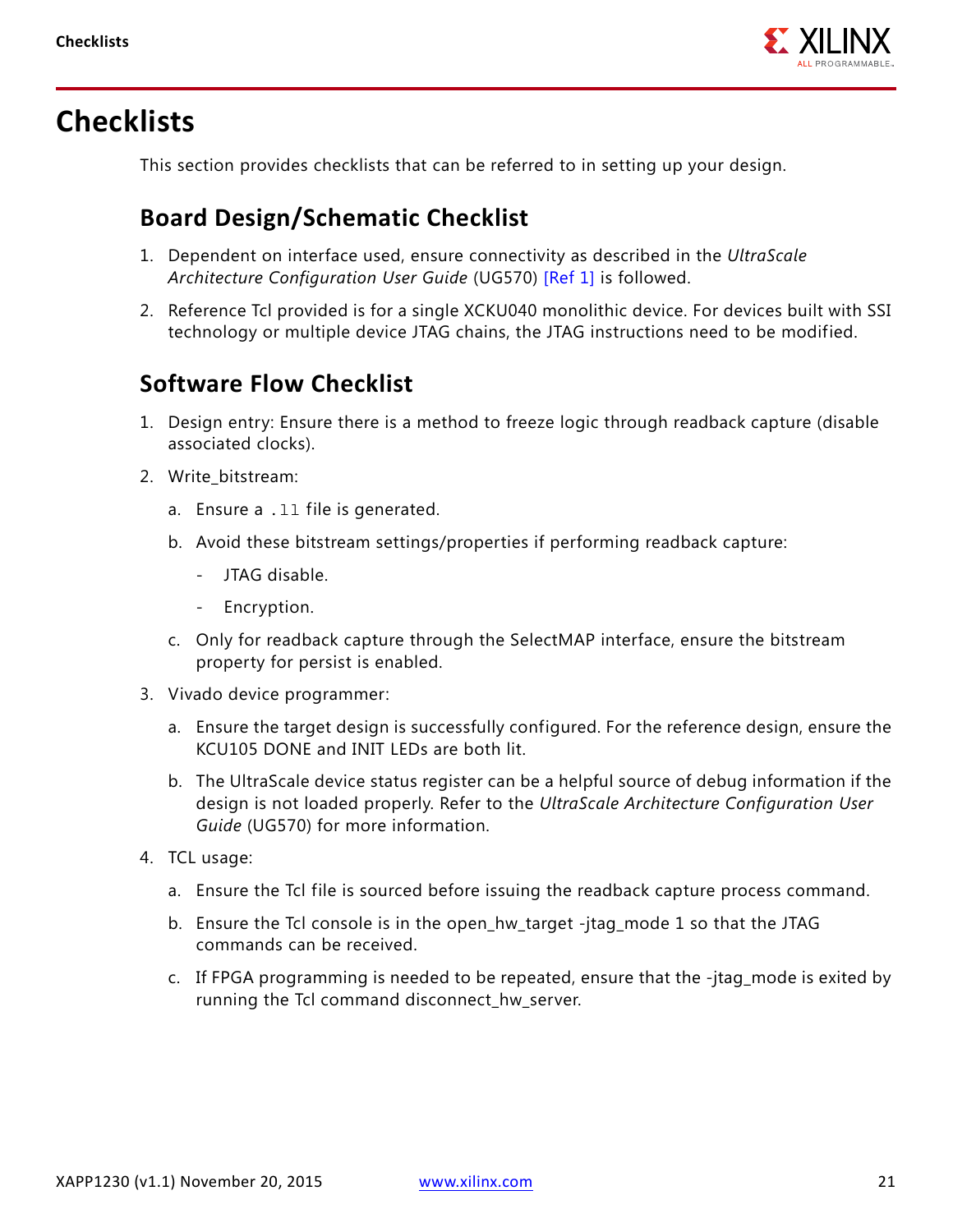# Checklists

This section provides checklists that can be referred to in setting up your design.

## Board Design/Schematic Checklist

1. Dependent on interface used, ensure connectivity as described in the *UltraScale Architecture Configuration User Guide* (UG570) [Ref 1] is followed.
2. Reference Tcl provided is for a single XCKU040 monolithic device. For devices built with SSI technology or multiple device JTAG chains, the JTAG instructions need to be modified.

## Software Flow Checklist

1. Design entry: Ensure there is a method to freeze logic through readback capture (disable associated clocks).
2. Write_bitstream:
   a. Ensure a `.ll` file is generated.
   b. Avoid these bitstream settings/properties if performing readback capture:
      - JTAG disable.
      - Encryption.
   c. Only for readback capture through the SelectMAP interface, ensure the bitstream property for persist is enabled.
3. Vivado device programmer:
   a. Ensure the target design is successfully configured. For the reference design, ensure the KCU105 DONE and INIT LEDs are both lit.
   b. The UltraScale device status register can be a helpful source of debug information if the design is not loaded properly. Refer to the *UltraScale Architecture Configuration User Guide* (UG570) for more information.
4. TCL usage:
   a. Ensure the Tcl file is sourced before issuing the readback capture process command.
   b. Ensure the Tcl console is in the open_hw_target -jtag_mode 1 so that the JTAG commands can be received.
   c. If FPGA programming is needed to be repeated, ensure that the -jtag_mode is exited by running the Tcl command disconnect_hw_server.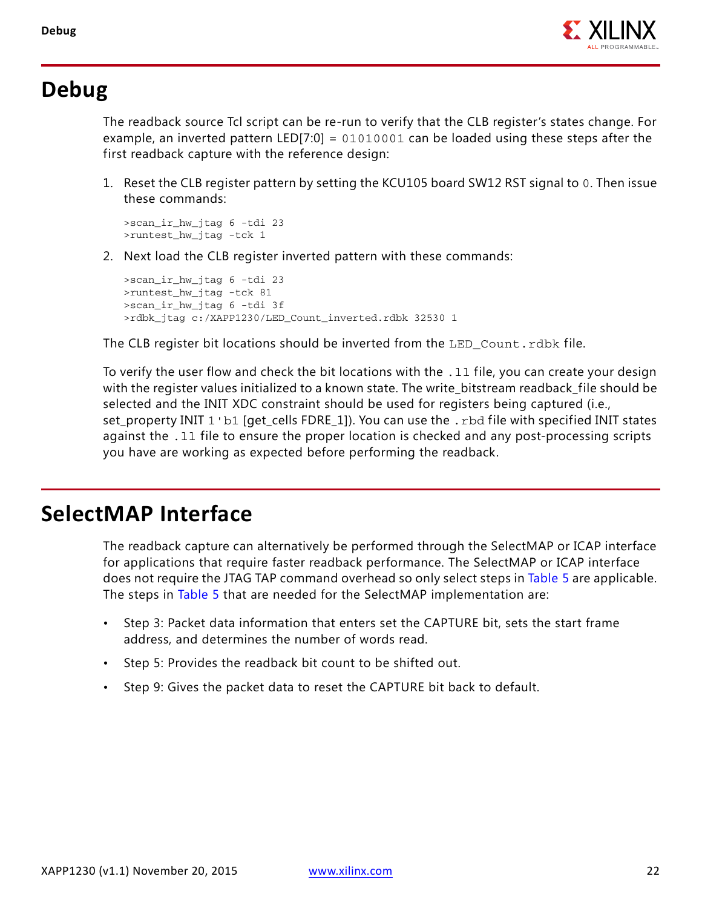# Debug

The readback source Tcl script can be re-run to verify that the CLB register's states change. For example, an inverted pattern LED[7:0] = `01010001` can be loaded using these steps after the first readback capture with the reference design:

1. Reset the CLB register pattern by setting the KCU105 board SW12 RST signal to `0`. Then issue these commands:

```
>scan_ir_hw_jtag 6 -tdi 23
>runtest_hw_jtag -tck 1
```

2. Next load the CLB register inverted pattern with these commands:

```
>scan_ir_hw_jtag 6 -tdi 23
>runtest_hw_jtag -tck 81
>scan_ir_hw_jtag 6 -tdi 3f
>rdbk_jtag c:/XAPP1230/LED_Count_inverted.rdbk 32530 1
```

The CLB register bit locations should be inverted from the `LED_Count.rdbk` file.

To verify the user flow and check the bit locations with the `.ll` file, you can create your design with the register values initialized to a known state. The write_bitstream readback_file should be selected and the INIT XDC constraint should be used for registers being captured (i.e., set_property INIT `1'b1` [get_cells FDRE_1]). You can use the `.rbd` file with specified INIT states against the `.ll` file to ensure the proper location is checked and any post-processing scripts you have are working as expected before performing the readback.

# SelectMAP Interface

The readback capture can alternatively be performed through the SelectMAP or ICAP interface for applications that require faster readback performance. The SelectMAP or ICAP interface does not require the JTAG TAP command overhead so only select steps in Table 5 are applicable. The steps in Table 5 that are needed for the SelectMAP implementation are:

- Step 3: Packet data information that enters set the CAPTURE bit, sets the start frame address, and determines the number of words read.
- Step 5: Provides the readback bit count to be shifted out.
- Step 9: Gives the packet data to reset the CAPTURE bit back to default.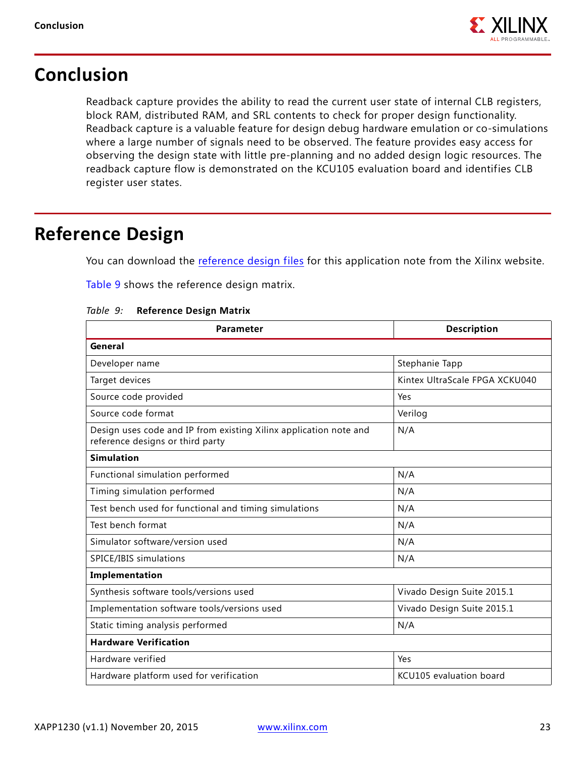# Conclusion

Readback capture provides the ability to read the current user state of internal CLB registers, block RAM, distributed RAM, and SRL contents to check for proper design functionality. Readback capture is a valuable feature for design debug hardware emulation or co-simulations where a large number of signals need to be observed. The feature provides easy access for observing the design state with little pre-planning and no added design logic resources. The readback capture flow is demonstrated on the KCU105 evaluation board and identifies CLB register user states.

# Reference Design

You can download the reference design files for this application note from the Xilinx website.

Table 9 shows the reference design matrix.

*Table 9:* **Reference Design Matrix**

| Parameter | Description |
|---|---|
| **General** | |
| Developer name | Stephanie Tapp |
| Target devices | Kintex UltraScale FPGA XCKU040 |
| Source code provided | Yes |
| Source code format | Verilog |
| Design uses code and IP from existing Xilinx application note and reference designs or third party | N/A |
| **Simulation** | |
| Functional simulation performed | N/A |
| Timing simulation performed | N/A |
| Test bench used for functional and timing simulations | N/A |
| Test bench format | N/A |
| Simulator software/version used | N/A |
| SPICE/IBIS simulations | N/A |
| **Implementation** | |
| Synthesis software tools/versions used | Vivado Design Suite 2015.1 |
| Implementation software tools/versions used | Vivado Design Suite 2015.1 |
| Static timing analysis performed | N/A |
| **Hardware Verification** | |
| Hardware verified | Yes |
| Hardware platform used for verification | KCU105 evaluation board |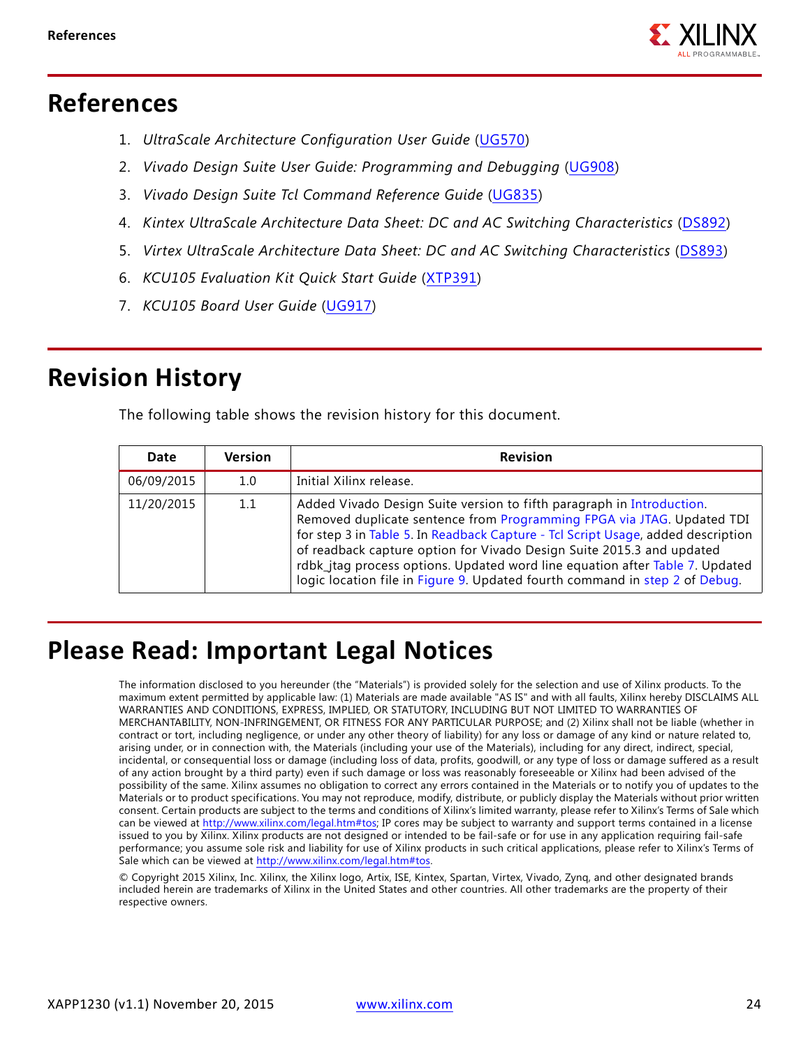# References

1. *UltraScale Architecture Configuration User Guide* (UG570)
2. *Vivado Design Suite User Guide: Programming and Debugging* (UG908)
3. *Vivado Design Suite Tcl Command Reference Guide* (UG835)
4. *Kintex UltraScale Architecture Data Sheet: DC and AC Switching Characteristics* (DS892)
5. *Virtex UltraScale Architecture Data Sheet: DC and AC Switching Characteristics* (DS893)
6. *KCU105 Evaluation Kit Quick Start Guide* (XTP391)
7. *KCU105 Board User Guide* (UG917)

# Revision History

The following table shows the revision history for this document.

| Date | Version | Revision |
|---|---|---|
| 06/09/2015 | 1.0 | Initial Xilinx release. |
| 11/20/2015 | 1.1 | Added Vivado Design Suite version to fifth paragraph in Introduction. Removed duplicate sentence from Programming FPGA via JTAG. Updated TDI for step 3 in Table 5. In Readback Capture - Tcl Script Usage, added description of readback capture option for Vivado Design Suite 2015.3 and updated rdbk_jtag process options. Updated word line equation after Table 7. Updated logic location file in Figure 9. Updated fourth command in step 2 of Debug. |

# Please Read: Important Legal Notices

The information disclosed to you hereunder (the "Materials") is provided solely for the selection and use of Xilinx products. To the maximum extent permitted by applicable law: (1) Materials are made available "AS IS" and with all faults, Xilinx hereby DISCLAIMS ALL WARRANTIES AND CONDITIONS, EXPRESS, IMPLIED, OR STATUTORY, INCLUDING BUT NOT LIMITED TO WARRANTIES OF MERCHANTABILITY, NON-INFRINGEMENT, OR FITNESS FOR ANY PARTICULAR PURPOSE; and (2) Xilinx shall not be liable (whether in contract or tort, including negligence, or under any other theory of liability) for any loss or damage of any kind or nature related to, arising under, or in connection with, the Materials (including your use of the Materials), including for any direct, indirect, special, incidental, or consequential loss or damage (including loss of data, profits, goodwill, or any type of loss or damage suffered as a result of any action brought by a third party) even if such damage or loss was reasonably foreseeable or Xilinx had been advised of the possibility of the same. Xilinx assumes no obligation to correct any errors contained in the Materials or to notify you of updates to the Materials or to product specifications. You may not reproduce, modify, distribute, or publicly display the Materials without prior written consent. Certain products are subject to the terms and conditions of Xilinx's limited warranty, please refer to Xilinx's Terms of Sale which can be viewed at http://www.xilinx.com/legal.htm#tos; IP cores may be subject to warranty and support terms contained in a license issued to you by Xilinx. Xilinx products are not designed or intended to be fail-safe or for use in any application requiring fail-safe performance; you assume sole risk and liability for use of Xilinx products in such critical applications, please refer to Xilinx's Terms of Sale which can be viewed at http://www.xilinx.com/legal.htm#tos.

© Copyright 2015 Xilinx, Inc. Xilinx, the Xilinx logo, Artix, ISE, Kintex, Spartan, Virtex, Vivado, Zynq, and other designated brands included herein are trademarks of Xilinx in the United States and other countries. All other trademarks are the property of their respective owners.